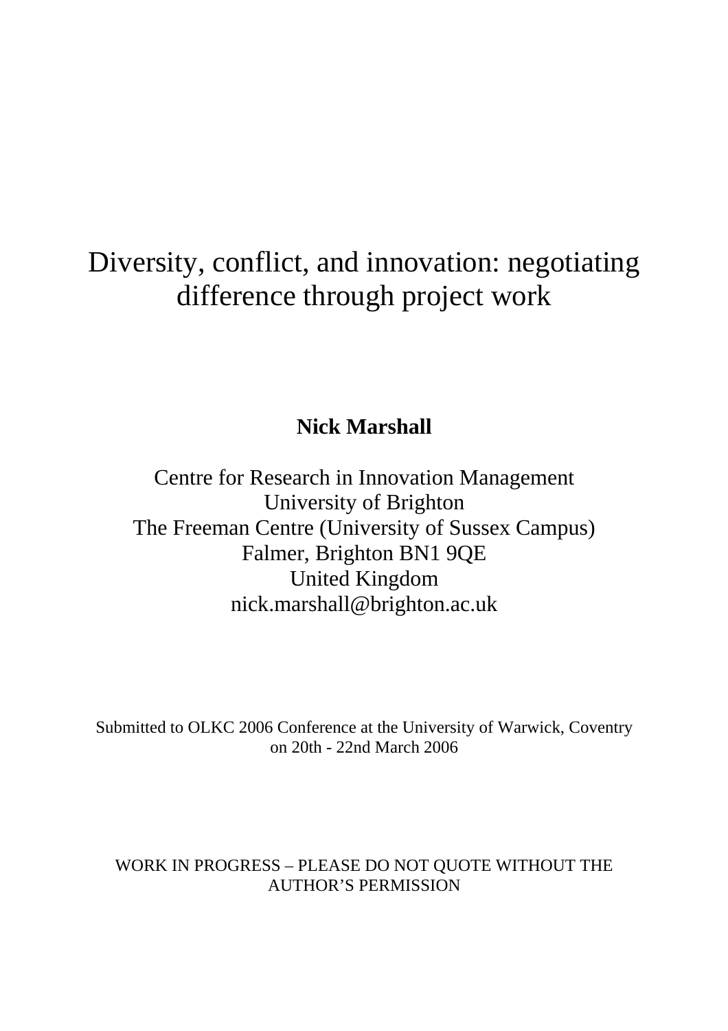# Diversity, conflict, and innovation: negotiating difference through project work

**Nick Marshall**

Centre for Research in Innovation Management
University of Brighton
The Freeman Centre (University of Sussex Campus)
Falmer, Brighton BN1 9QE
United Kingdom
nick.marshall@brighton.ac.uk

Submitted to OLKC 2006 Conference at the University of Warwick, Coventry on 20th - 22nd March 2006

WORK IN PROGRESS – PLEASE DO NOT QUOTE WITHOUT THE AUTHOR'S PERMISSION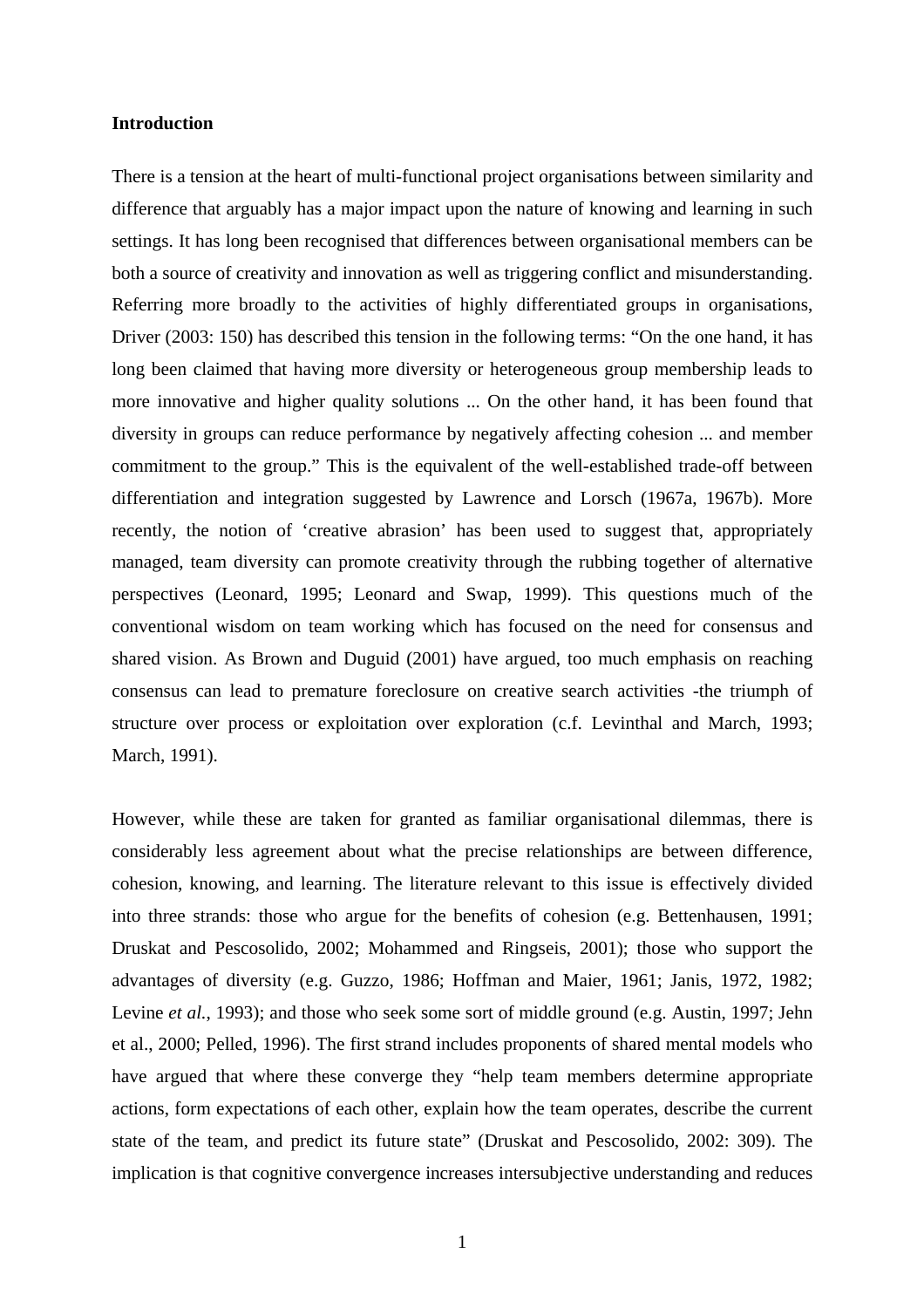**Introduction**

There is a tension at the heart of multi-functional project organisations between similarity and difference that arguably has a major impact upon the nature of knowing and learning in such settings. It has long been recognised that differences between organisational members can be both a source of creativity and innovation as well as triggering conflict and misunderstanding. Referring more broadly to the activities of highly differentiated groups in organisations, Driver (2003: 150) has described this tension in the following terms: "On the one hand, it has long been claimed that having more diversity or heterogeneous group membership leads to more innovative and higher quality solutions ... On the other hand, it has been found that diversity in groups can reduce performance by negatively affecting cohesion ... and member commitment to the group." This is the equivalent of the well-established trade-off between differentiation and integration suggested by Lawrence and Lorsch (1967a, 1967b). More recently, the notion of 'creative abrasion' has been used to suggest that, appropriately managed, team diversity can promote creativity through the rubbing together of alternative perspectives (Leonard, 1995; Leonard and Swap, 1999). This questions much of the conventional wisdom on team working which has focused on the need for consensus and shared vision. As Brown and Duguid (2001) have argued, too much emphasis on reaching consensus can lead to premature foreclosure on creative search activities -the triumph of structure over process or exploitation over exploration (c.f. Levinthal and March, 1993; March, 1991).

However, while these are taken for granted as familiar organisational dilemmas, there is considerably less agreement about what the precise relationships are between difference, cohesion, knowing, and learning. The literature relevant to this issue is effectively divided into three strands: those who argue for the benefits of cohesion (e.g. Bettenhausen, 1991; Druskat and Pescosolido, 2002; Mohammed and Ringseis, 2001); those who support the advantages of diversity (e.g. Guzzo, 1986; Hoffman and Maier, 1961; Janis, 1972, 1982; Levine *et al.*, 1993); and those who seek some sort of middle ground (e.g. Austin, 1997; Jehn et al., 2000; Pelled, 1996). The first strand includes proponents of shared mental models who have argued that where these converge they "help team members determine appropriate actions, form expectations of each other, explain how the team operates, describe the current state of the team, and predict its future state" (Druskat and Pescosolido, 2002: 309). The implication is that cognitive convergence increases intersubjective understanding and reduces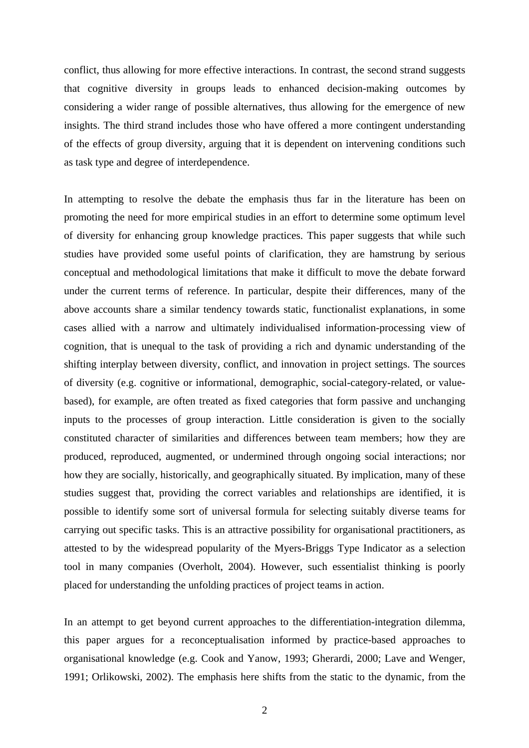conflict, thus allowing for more effective interactions. In contrast, the second strand suggests that cognitive diversity in groups leads to enhanced decision-making outcomes by considering a wider range of possible alternatives, thus allowing for the emergence of new insights. The third strand includes those who have offered a more contingent understanding of the effects of group diversity, arguing that it is dependent on intervening conditions such as task type and degree of interdependence.

In attempting to resolve the debate the emphasis thus far in the literature has been on promoting the need for more empirical studies in an effort to determine some optimum level of diversity for enhancing group knowledge practices. This paper suggests that while such studies have provided some useful points of clarification, they are hamstrung by serious conceptual and methodological limitations that make it difficult to move the debate forward under the current terms of reference. In particular, despite their differences, many of the above accounts share a similar tendency towards static, functionalist explanations, in some cases allied with a narrow and ultimately individualised information-processing view of cognition, that is unequal to the task of providing a rich and dynamic understanding of the shifting interplay between diversity, conflict, and innovation in project settings. The sources of diversity (e.g. cognitive or informational, demographic, social-category-related, or value-based), for example, are often treated as fixed categories that form passive and unchanging inputs to the processes of group interaction. Little consideration is given to the socially constituted character of similarities and differences between team members; how they are produced, reproduced, augmented, or undermined through ongoing social interactions; nor how they are socially, historically, and geographically situated. By implication, many of these studies suggest that, providing the correct variables and relationships are identified, it is possible to identify some sort of universal formula for selecting suitably diverse teams for carrying out specific tasks. This is an attractive possibility for organisational practitioners, as attested to by the widespread popularity of the Myers-Briggs Type Indicator as a selection tool in many companies (Overholt, 2004). However, such essentialist thinking is poorly placed for understanding the unfolding practices of project teams in action.

In an attempt to get beyond current approaches to the differentiation-integration dilemma, this paper argues for a reconceptualisation informed by practice-based approaches to organisational knowledge (e.g. Cook and Yanow, 1993; Gherardi, 2000; Lave and Wenger, 1991; Orlikowski, 2002). The emphasis here shifts from the static to the dynamic, from the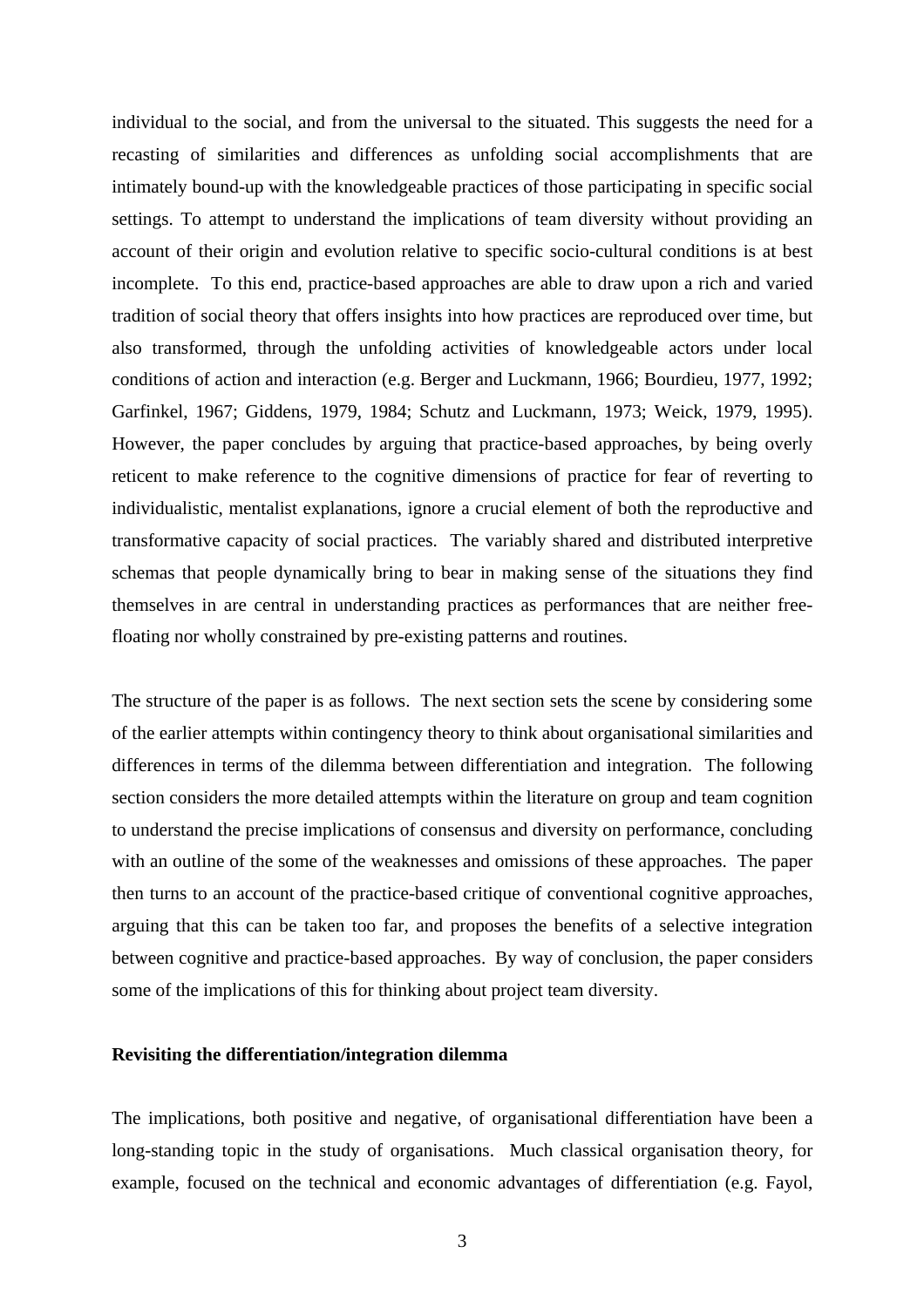individual to the social, and from the universal to the situated. This suggests the need for a recasting of similarities and differences as unfolding social accomplishments that are intimately bound-up with the knowledgeable practices of those participating in specific social settings. To attempt to understand the implications of team diversity without providing an account of their origin and evolution relative to specific socio-cultural conditions is at best incomplete. To this end, practice-based approaches are able to draw upon a rich and varied tradition of social theory that offers insights into how practices are reproduced over time, but also transformed, through the unfolding activities of knowledgeable actors under local conditions of action and interaction (e.g. Berger and Luckmann, 1966; Bourdieu, 1977, 1992; Garfinkel, 1967; Giddens, 1979, 1984; Schutz and Luckmann, 1973; Weick, 1979, 1995). However, the paper concludes by arguing that practice-based approaches, by being overly reticent to make reference to the cognitive dimensions of practice for fear of reverting to individualistic, mentalist explanations, ignore a crucial element of both the reproductive and transformative capacity of social practices. The variably shared and distributed interpretive schemas that people dynamically bring to bear in making sense of the situations they find themselves in are central in understanding practices as performances that are neither free-floating nor wholly constrained by pre-existing patterns and routines.

The structure of the paper is as follows. The next section sets the scene by considering some of the earlier attempts within contingency theory to think about organisational similarities and differences in terms of the dilemma between differentiation and integration. The following section considers the more detailed attempts within the literature on group and team cognition to understand the precise implications of consensus and diversity on performance, concluding with an outline of the some of the weaknesses and omissions of these approaches. The paper then turns to an account of the practice-based critique of conventional cognitive approaches, arguing that this can be taken too far, and proposes the benefits of a selective integration between cognitive and practice-based approaches. By way of conclusion, the paper considers some of the implications of this for thinking about project team diversity.

**Revisiting the differentiation/integration dilemma**

The implications, both positive and negative, of organisational differentiation have been a long-standing topic in the study of organisations. Much classical organisation theory, for example, focused on the technical and economic advantages of differentiation (e.g. Fayol,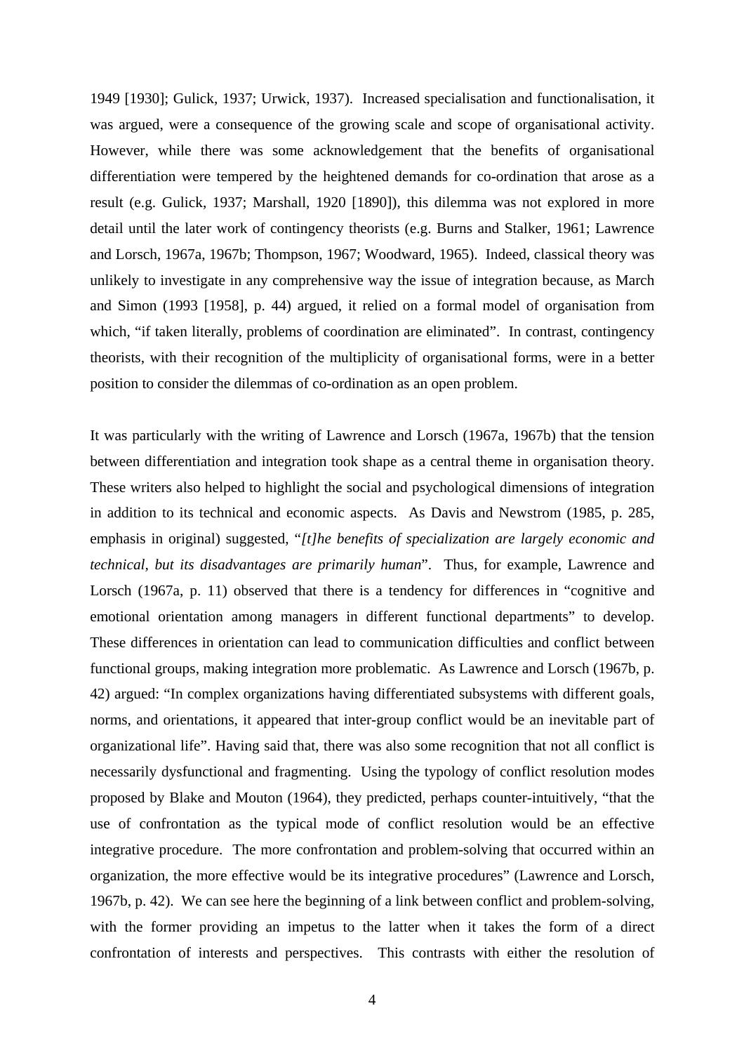1949 [1930]; Gulick, 1937; Urwick, 1937). Increased specialisation and functionalisation, it was argued, were a consequence of the growing scale and scope of organisational activity. However, while there was some acknowledgement that the benefits of organisational differentiation were tempered by the heightened demands for co-ordination that arose as a result (e.g. Gulick, 1937; Marshall, 1920 [1890]), this dilemma was not explored in more detail until the later work of contingency theorists (e.g. Burns and Stalker, 1961; Lawrence and Lorsch, 1967a, 1967b; Thompson, 1967; Woodward, 1965). Indeed, classical theory was unlikely to investigate in any comprehensive way the issue of integration because, as March and Simon (1993 [1958], p. 44) argued, it relied on a formal model of organisation from which, "if taken literally, problems of coordination are eliminated". In contrast, contingency theorists, with their recognition of the multiplicity of organisational forms, were in a better position to consider the dilemmas of co-ordination as an open problem.

It was particularly with the writing of Lawrence and Lorsch (1967a, 1967b) that the tension between differentiation and integration took shape as a central theme in organisation theory. These writers also helped to highlight the social and psychological dimensions of integration in addition to its technical and economic aspects. As Davis and Newstrom (1985, p. 285, emphasis in original) suggested, "*[t]he benefits of specialization are largely economic and technical, but its disadvantages are primarily human*". Thus, for example, Lawrence and Lorsch (1967a, p. 11) observed that there is a tendency for differences in "cognitive and emotional orientation among managers in different functional departments" to develop. These differences in orientation can lead to communication difficulties and conflict between functional groups, making integration more problematic. As Lawrence and Lorsch (1967b, p. 42) argued: "In complex organizations having differentiated subsystems with different goals, norms, and orientations, it appeared that inter-group conflict would be an inevitable part of organizational life". Having said that, there was also some recognition that not all conflict is necessarily dysfunctional and fragmenting. Using the typology of conflict resolution modes proposed by Blake and Mouton (1964), they predicted, perhaps counter-intuitively, "that the use of confrontation as the typical mode of conflict resolution would be an effective integrative procedure. The more confrontation and problem-solving that occurred within an organization, the more effective would be its integrative procedures" (Lawrence and Lorsch, 1967b, p. 42). We can see here the beginning of a link between conflict and problem-solving, with the former providing an impetus to the latter when it takes the form of a direct confrontation of interests and perspectives. This contrasts with either the resolution of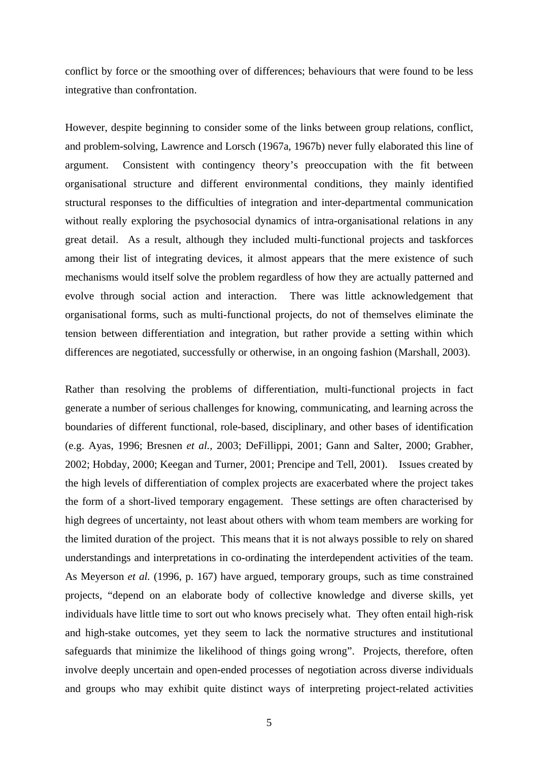conflict by force or the smoothing over of differences; behaviours that were found to be less integrative than confrontation.

However, despite beginning to consider some of the links between group relations, conflict, and problem-solving, Lawrence and Lorsch (1967a, 1967b) never fully elaborated this line of argument. Consistent with contingency theory's preoccupation with the fit between organisational structure and different environmental conditions, they mainly identified structural responses to the difficulties of integration and inter-departmental communication without really exploring the psychosocial dynamics of intra-organisational relations in any great detail. As a result, although they included multi-functional projects and taskforces among their list of integrating devices, it almost appears that the mere existence of such mechanisms would itself solve the problem regardless of how they are actually patterned and evolve through social action and interaction. There was little acknowledgement that organisational forms, such as multi-functional projects, do not of themselves eliminate the tension between differentiation and integration, but rather provide a setting within which differences are negotiated, successfully or otherwise, in an ongoing fashion (Marshall, 2003).

Rather than resolving the problems of differentiation, multi-functional projects in fact generate a number of serious challenges for knowing, communicating, and learning across the boundaries of different functional, role-based, disciplinary, and other bases of identification (e.g. Ayas, 1996; Bresnen *et al.*, 2003; DeFillippi, 2001; Gann and Salter, 2000; Grabher, 2002; Hobday, 2000; Keegan and Turner, 2001; Prencipe and Tell, 2001). Issues created by the high levels of differentiation of complex projects are exacerbated where the project takes the form of a short-lived temporary engagement. These settings are often characterised by high degrees of uncertainty, not least about others with whom team members are working for the limited duration of the project. This means that it is not always possible to rely on shared understandings and interpretations in co-ordinating the interdependent activities of the team. As Meyerson *et al.* (1996, p. 167) have argued, temporary groups, such as time constrained projects, "depend on an elaborate body of collective knowledge and diverse skills, yet individuals have little time to sort out who knows precisely what. They often entail high-risk and high-stake outcomes, yet they seem to lack the normative structures and institutional safeguards that minimize the likelihood of things going wrong". Projects, therefore, often involve deeply uncertain and open-ended processes of negotiation across diverse individuals and groups who may exhibit quite distinct ways of interpreting project-related activities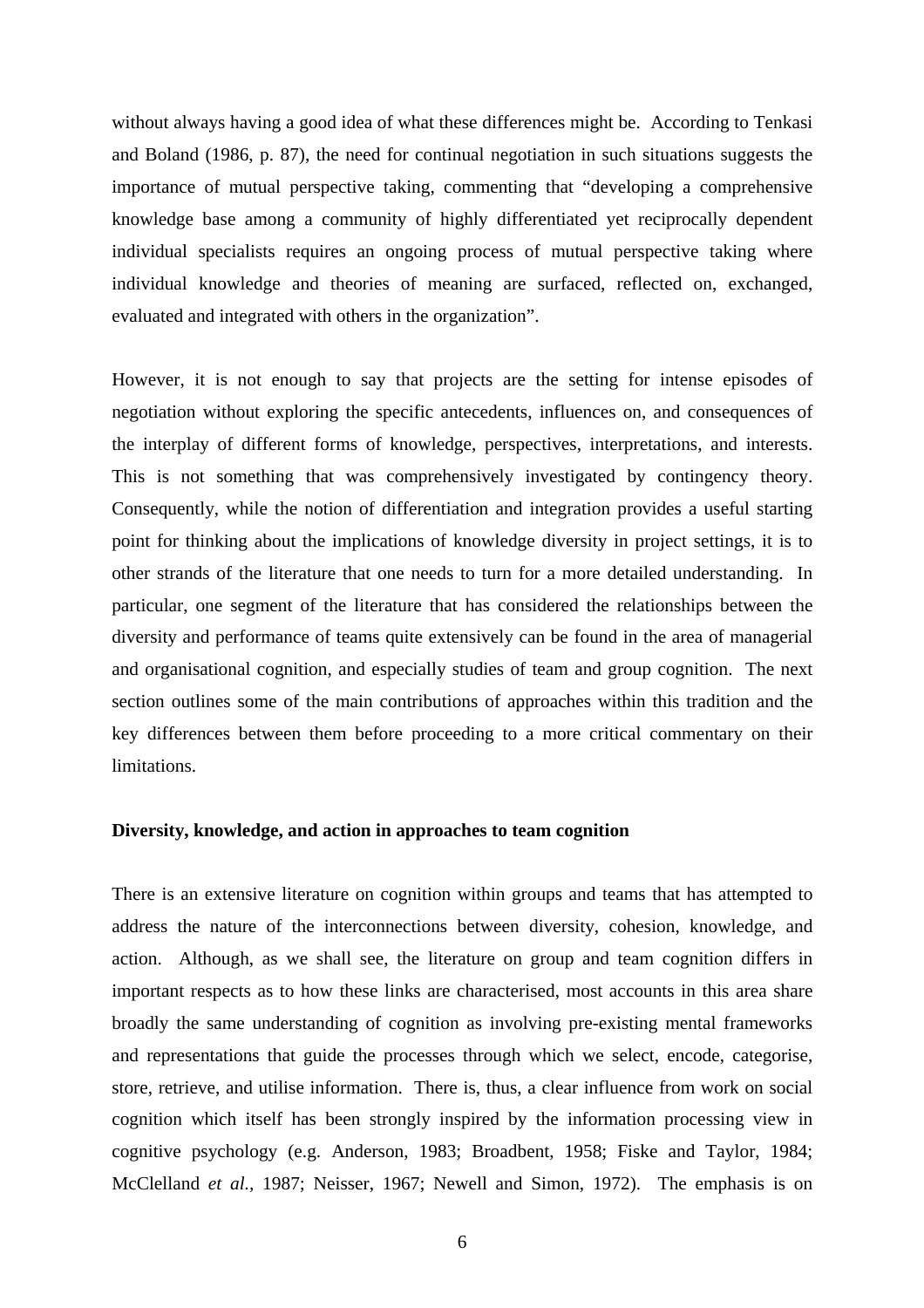without always having a good idea of what these differences might be. According to Tenkasi and Boland (1986, p. 87), the need for continual negotiation in such situations suggests the importance of mutual perspective taking, commenting that "developing a comprehensive knowledge base among a community of highly differentiated yet reciprocally dependent individual specialists requires an ongoing process of mutual perspective taking where individual knowledge and theories of meaning are surfaced, reflected on, exchanged, evaluated and integrated with others in the organization".

However, it is not enough to say that projects are the setting for intense episodes of negotiation without exploring the specific antecedents, influences on, and consequences of the interplay of different forms of knowledge, perspectives, interpretations, and interests. This is not something that was comprehensively investigated by contingency theory. Consequently, while the notion of differentiation and integration provides a useful starting point for thinking about the implications of knowledge diversity in project settings, it is to other strands of the literature that one needs to turn for a more detailed understanding. In particular, one segment of the literature that has considered the relationships between the diversity and performance of teams quite extensively can be found in the area of managerial and organisational cognition, and especially studies of team and group cognition. The next section outlines some of the main contributions of approaches within this tradition and the key differences between them before proceeding to a more critical commentary on their limitations.

**Diversity, knowledge, and action in approaches to team cognition**

There is an extensive literature on cognition within groups and teams that has attempted to address the nature of the interconnections between diversity, cohesion, knowledge, and action. Although, as we shall see, the literature on group and team cognition differs in important respects as to how these links are characterised, most accounts in this area share broadly the same understanding of cognition as involving pre-existing mental frameworks and representations that guide the processes through which we select, encode, categorise, store, retrieve, and utilise information. There is, thus, a clear influence from work on social cognition which itself has been strongly inspired by the information processing view in cognitive psychology (e.g. Anderson, 1983; Broadbent, 1958; Fiske and Taylor, 1984; McClelland *et al.*, 1987; Neisser, 1967; Newell and Simon, 1972). The emphasis is on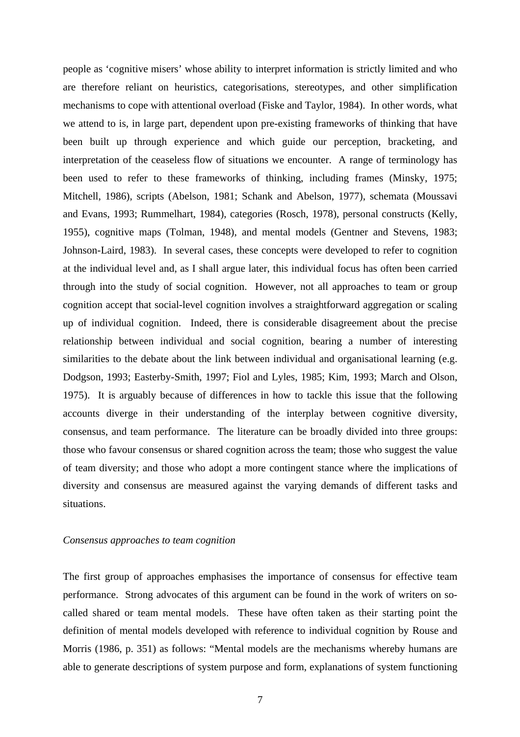people as 'cognitive misers' whose ability to interpret information is strictly limited and who are therefore reliant on heuristics, categorisations, stereotypes, and other simplification mechanisms to cope with attentional overload (Fiske and Taylor, 1984). In other words, what we attend to is, in large part, dependent upon pre-existing frameworks of thinking that have been built up through experience and which guide our perception, bracketing, and interpretation of the ceaseless flow of situations we encounter. A range of terminology has been used to refer to these frameworks of thinking, including frames (Minsky, 1975; Mitchell, 1986), scripts (Abelson, 1981; Schank and Abelson, 1977), schemata (Moussavi and Evans, 1993; Rummelhart, 1984), categories (Rosch, 1978), personal constructs (Kelly, 1955), cognitive maps (Tolman, 1948), and mental models (Gentner and Stevens, 1983; Johnson-Laird, 1983). In several cases, these concepts were developed to refer to cognition at the individual level and, as I shall argue later, this individual focus has often been carried through into the study of social cognition. However, not all approaches to team or group cognition accept that social-level cognition involves a straightforward aggregation or scaling up of individual cognition. Indeed, there is considerable disagreement about the precise relationship between individual and social cognition, bearing a number of interesting similarities to the debate about the link between individual and organisational learning (e.g. Dodgson, 1993; Easterby-Smith, 1997; Fiol and Lyles, 1985; Kim, 1993; March and Olson, 1975). It is arguably because of differences in how to tackle this issue that the following accounts diverge in their understanding of the interplay between cognitive diversity, consensus, and team performance. The literature can be broadly divided into three groups: those who favour consensus or shared cognition across the team; those who suggest the value of team diversity; and those who adopt a more contingent stance where the implications of diversity and consensus are measured against the varying demands of different tasks and situations.

*Consensus approaches to team cognition*

The first group of approaches emphasises the importance of consensus for effective team performance. Strong advocates of this argument can be found in the work of writers on so-called shared or team mental models. These have often taken as their starting point the definition of mental models developed with reference to individual cognition by Rouse and Morris (1986, p. 351) as follows: "Mental models are the mechanisms whereby humans are able to generate descriptions of system purpose and form, explanations of system functioning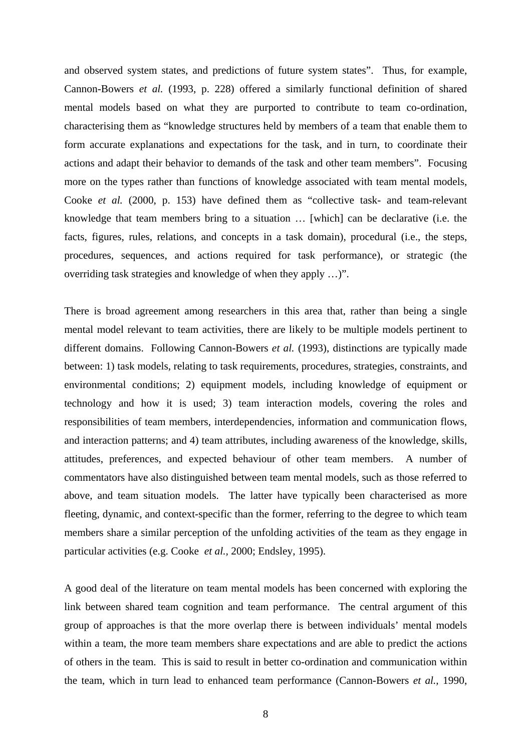and observed system states, and predictions of future system states". Thus, for example, Cannon-Bowers *et al.* (1993, p. 228) offered a similarly functional definition of shared mental models based on what they are purported to contribute to team co-ordination, characterising them as "knowledge structures held by members of a team that enable them to form accurate explanations and expectations for the task, and in turn, to coordinate their actions and adapt their behavior to demands of the task and other team members". Focusing more on the types rather than functions of knowledge associated with team mental models, Cooke *et al.* (2000, p. 153) have defined them as "collective task- and team-relevant knowledge that team members bring to a situation … [which] can be declarative (i.e. the facts, figures, rules, relations, and concepts in a task domain), procedural (i.e., the steps, procedures, sequences, and actions required for task performance), or strategic (the overriding task strategies and knowledge of when they apply …)".

There is broad agreement among researchers in this area that, rather than being a single mental model relevant to team activities, there are likely to be multiple models pertinent to different domains. Following Cannon-Bowers *et al.* (1993), distinctions are typically made between: 1) task models, relating to task requirements, procedures, strategies, constraints, and environmental conditions; 2) equipment models, including knowledge of equipment or technology and how it is used; 3) team interaction models, covering the roles and responsibilities of team members, interdependencies, information and communication flows, and interaction patterns; and 4) team attributes, including awareness of the knowledge, skills, attitudes, preferences, and expected behaviour of other team members. A number of commentators have also distinguished between team mental models, such as those referred to above, and team situation models. The latter have typically been characterised as more fleeting, dynamic, and context-specific than the former, referring to the degree to which team members share a similar perception of the unfolding activities of the team as they engage in particular activities (e.g. Cooke *et al.,* 2000; Endsley, 1995).

A good deal of the literature on team mental models has been concerned with exploring the link between shared team cognition and team performance. The central argument of this group of approaches is that the more overlap there is between individuals' mental models within a team, the more team members share expectations and are able to predict the actions of others in the team. This is said to result in better co-ordination and communication within the team, which in turn lead to enhanced team performance (Cannon-Bowers *et al.,* 1990,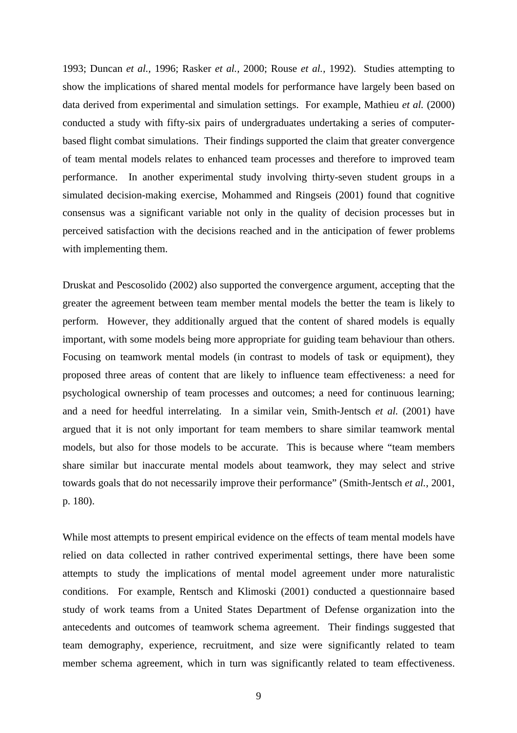1993; Duncan *et al.*, 1996; Rasker *et al.*, 2000; Rouse *et al.*, 1992). Studies attempting to show the implications of shared mental models for performance have largely been based on data derived from experimental and simulation settings. For example, Mathieu *et al.* (2000) conducted a study with fifty-six pairs of undergraduates undertaking a series of computer-based flight combat simulations. Their findings supported the claim that greater convergence of team mental models relates to enhanced team processes and therefore to improved team performance. In another experimental study involving thirty-seven student groups in a simulated decision-making exercise, Mohammed and Ringseis (2001) found that cognitive consensus was a significant variable not only in the quality of decision processes but in perceived satisfaction with the decisions reached and in the anticipation of fewer problems with implementing them.

Druskat and Pescosolido (2002) also supported the convergence argument, accepting that the greater the agreement between team member mental models the better the team is likely to perform. However, they additionally argued that the content of shared models is equally important, with some models being more appropriate for guiding team behaviour than others. Focusing on teamwork mental models (in contrast to models of task or equipment), they proposed three areas of content that are likely to influence team effectiveness: a need for psychological ownership of team processes and outcomes; a need for continuous learning; and a need for heedful interrelating. In a similar vein, Smith-Jentsch *et al.* (2001) have argued that it is not only important for team members to share similar teamwork mental models, but also for those models to be accurate. This is because where "team members share similar but inaccurate mental models about teamwork, they may select and strive towards goals that do not necessarily improve their performance" (Smith-Jentsch *et al.*, 2001, p. 180).

While most attempts to present empirical evidence on the effects of team mental models have relied on data collected in rather contrived experimental settings, there have been some attempts to study the implications of mental model agreement under more naturalistic conditions. For example, Rentsch and Klimoski (2001) conducted a questionnaire based study of work teams from a United States Department of Defense organization into the antecedents and outcomes of teamwork schema agreement. Their findings suggested that team demography, experience, recruitment, and size were significantly related to team member schema agreement, which in turn was significantly related to team effectiveness.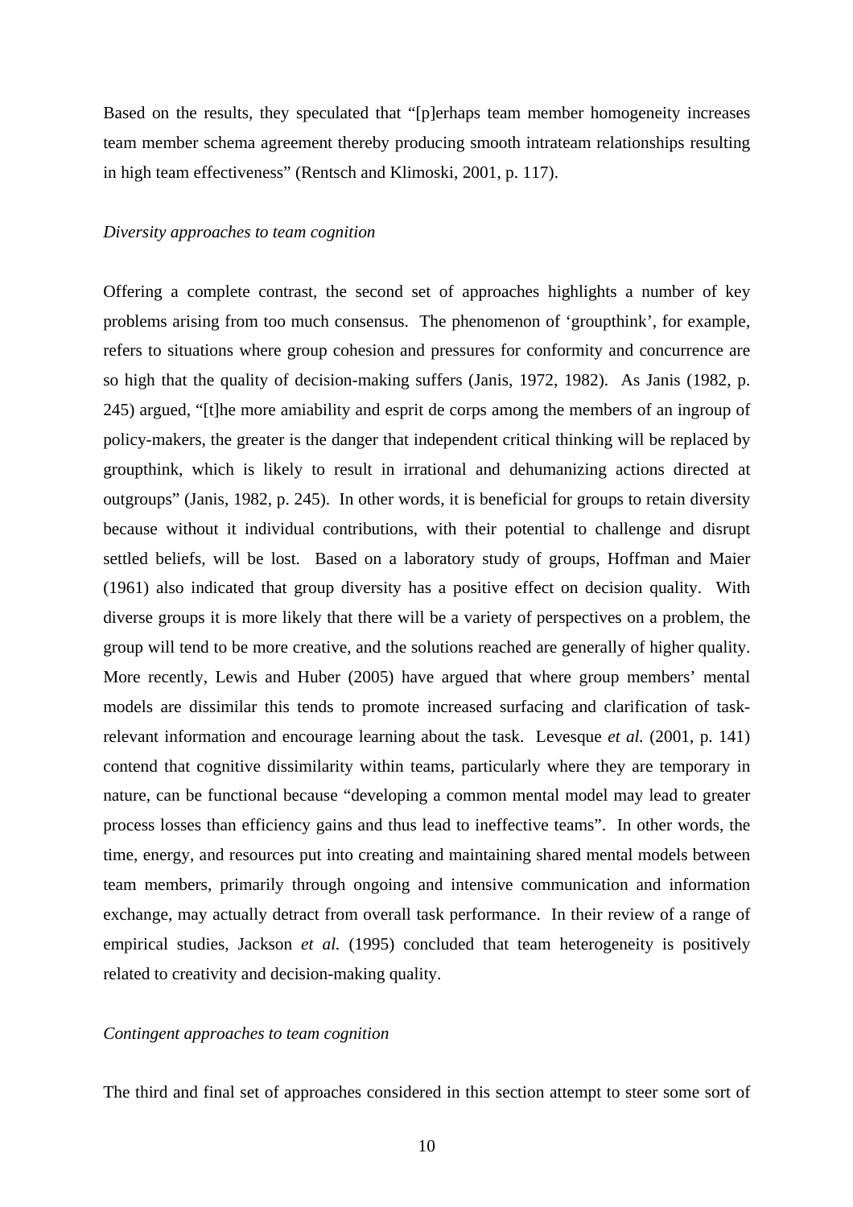Based on the results, they speculated that "[p]erhaps team member homogeneity increases team member schema agreement thereby producing smooth intrateam relationships resulting in high team effectiveness" (Rentsch and Klimoski, 2001, p. 117).

*Diversity approaches to team cognition*

Offering a complete contrast, the second set of approaches highlights a number of key problems arising from too much consensus. The phenomenon of 'groupthink', for example, refers to situations where group cohesion and pressures for conformity and concurrence are so high that the quality of decision-making suffers (Janis, 1972, 1982). As Janis (1982, p. 245) argued, "[t]he more amiability and esprit de corps among the members of an ingroup of policy-makers, the greater is the danger that independent critical thinking will be replaced by groupthink, which is likely to result in irrational and dehumanizing actions directed at outgroups" (Janis, 1982, p. 245). In other words, it is beneficial for groups to retain diversity because without it individual contributions, with their potential to challenge and disrupt settled beliefs, will be lost. Based on a laboratory study of groups, Hoffman and Maier (1961) also indicated that group diversity has a positive effect on decision quality. With diverse groups it is more likely that there will be a variety of perspectives on a problem, the group will tend to be more creative, and the solutions reached are generally of higher quality. More recently, Lewis and Huber (2005) have argued that where group members' mental models are dissimilar this tends to promote increased surfacing and clarification of task-relevant information and encourage learning about the task. Levesque *et al.* (2001, p. 141) contend that cognitive dissimilarity within teams, particularly where they are temporary in nature, can be functional because "developing a common mental model may lead to greater process losses than efficiency gains and thus lead to ineffective teams". In other words, the time, energy, and resources put into creating and maintaining shared mental models between team members, primarily through ongoing and intensive communication and information exchange, may actually detract from overall task performance. In their review of a range of empirical studies, Jackson *et al.* (1995) concluded that team heterogeneity is positively related to creativity and decision-making quality.

*Contingent approaches to team cognition*

The third and final set of approaches considered in this section attempt to steer some sort of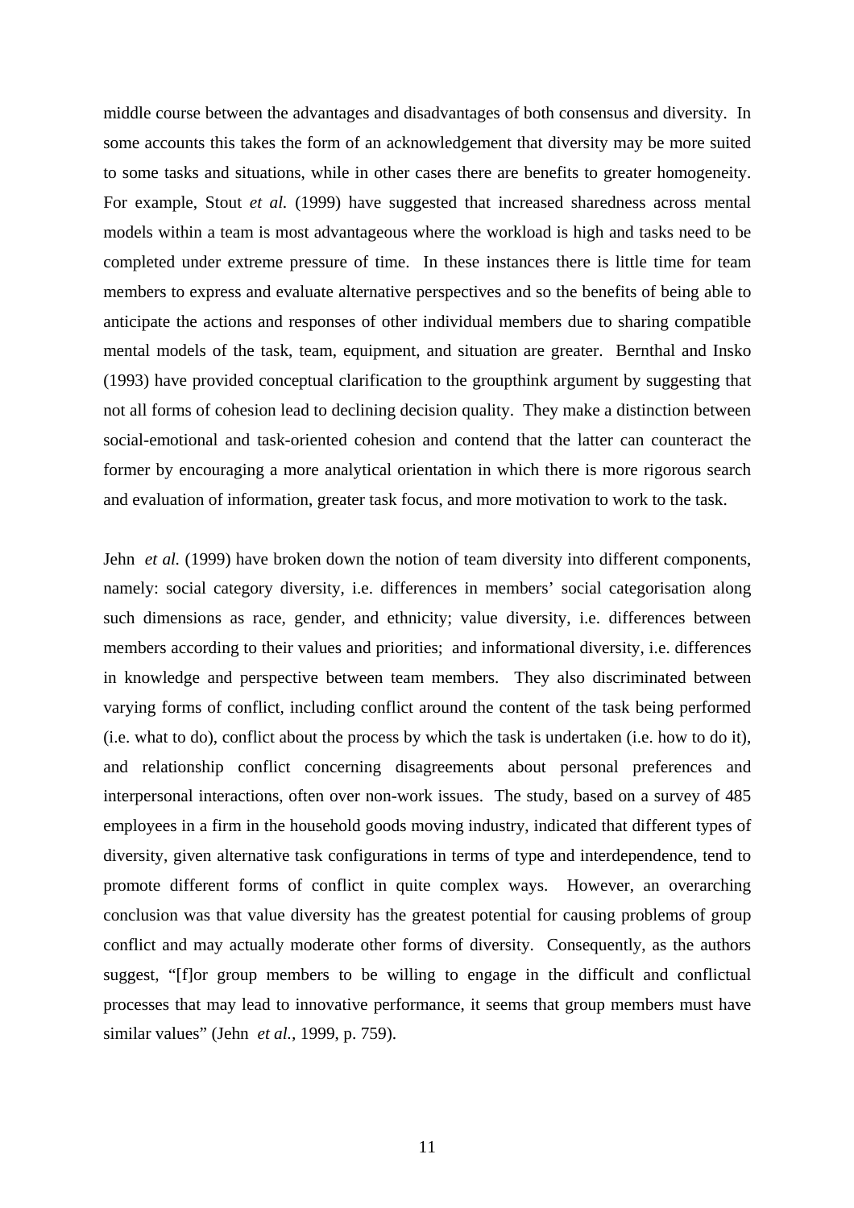middle course between the advantages and disadvantages of both consensus and diversity. In some accounts this takes the form of an acknowledgement that diversity may be more suited to some tasks and situations, while in other cases there are benefits to greater homogeneity. For example, Stout *et al.* (1999) have suggested that increased sharedness across mental models within a team is most advantageous where the workload is high and tasks need to be completed under extreme pressure of time. In these instances there is little time for team members to express and evaluate alternative perspectives and so the benefits of being able to anticipate the actions and responses of other individual members due to sharing compatible mental models of the task, team, equipment, and situation are greater. Bernthal and Insko (1993) have provided conceptual clarification to the groupthink argument by suggesting that not all forms of cohesion lead to declining decision quality. They make a distinction between social-emotional and task-oriented cohesion and contend that the latter can counteract the former by encouraging a more analytical orientation in which there is more rigorous search and evaluation of information, greater task focus, and more motivation to work to the task.

Jehn *et al.* (1999) have broken down the notion of team diversity into different components, namely: social category diversity, i.e. differences in members' social categorisation along such dimensions as race, gender, and ethnicity; value diversity, i.e. differences between members according to their values and priorities; and informational diversity, i.e. differences in knowledge and perspective between team members. They also discriminated between varying forms of conflict, including conflict around the content of the task being performed (i.e. what to do), conflict about the process by which the task is undertaken (i.e. how to do it), and relationship conflict concerning disagreements about personal preferences and interpersonal interactions, often over non-work issues. The study, based on a survey of 485 employees in a firm in the household goods moving industry, indicated that different types of diversity, given alternative task configurations in terms of type and interdependence, tend to promote different forms of conflict in quite complex ways. However, an overarching conclusion was that value diversity has the greatest potential for causing problems of group conflict and may actually moderate other forms of diversity. Consequently, as the authors suggest, "[f]or group members to be willing to engage in the difficult and conflictual processes that may lead to innovative performance, it seems that group members must have similar values" (Jehn *et al.*, 1999, p. 759).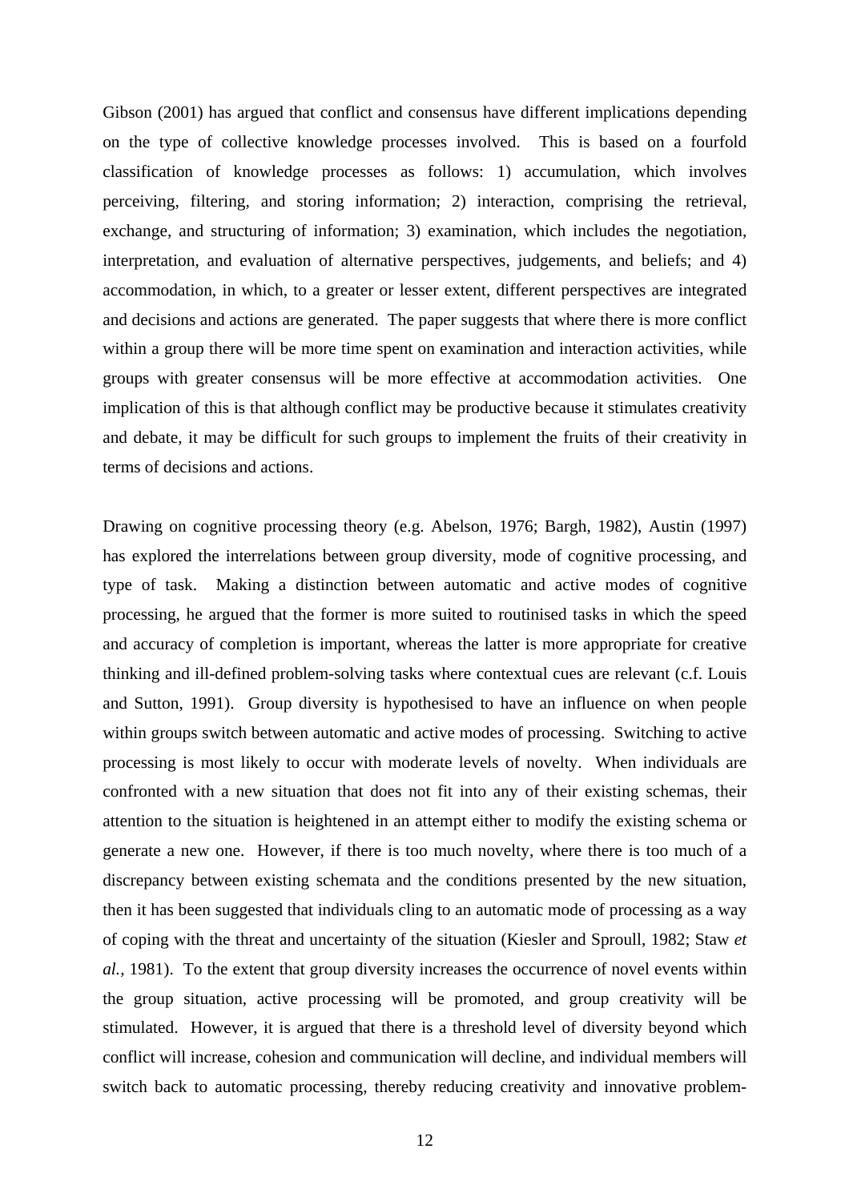Gibson (2001) has argued that conflict and consensus have different implications depending on the type of collective knowledge processes involved. This is based on a fourfold classification of knowledge processes as follows: 1) accumulation, which involves perceiving, filtering, and storing information; 2) interaction, comprising the retrieval, exchange, and structuring of information; 3) examination, which includes the negotiation, interpretation, and evaluation of alternative perspectives, judgements, and beliefs; and 4) accommodation, in which, to a greater or lesser extent, different perspectives are integrated and decisions and actions are generated. The paper suggests that where there is more conflict within a group there will be more time spent on examination and interaction activities, while groups with greater consensus will be more effective at accommodation activities. One implication of this is that although conflict may be productive because it stimulates creativity and debate, it may be difficult for such groups to implement the fruits of their creativity in terms of decisions and actions.

Drawing on cognitive processing theory (e.g. Abelson, 1976; Bargh, 1982), Austin (1997) has explored the interrelations between group diversity, mode of cognitive processing, and type of task. Making a distinction between automatic and active modes of cognitive processing, he argued that the former is more suited to routinised tasks in which the speed and accuracy of completion is important, whereas the latter is more appropriate for creative thinking and ill-defined problem-solving tasks where contextual cues are relevant (c.f. Louis and Sutton, 1991). Group diversity is hypothesised to have an influence on when people within groups switch between automatic and active modes of processing. Switching to active processing is most likely to occur with moderate levels of novelty. When individuals are confronted with a new situation that does not fit into any of their existing schemas, their attention to the situation is heightened in an attempt either to modify the existing schema or generate a new one. However, if there is too much novelty, where there is too much of a discrepancy between existing schemata and the conditions presented by the new situation, then it has been suggested that individuals cling to an automatic mode of processing as a way of coping with the threat and uncertainty of the situation (Kiesler and Sproull, 1982; Staw *et al.*, 1981). To the extent that group diversity increases the occurrence of novel events within the group situation, active processing will be promoted, and group creativity will be stimulated. However, it is argued that there is a threshold level of diversity beyond which conflict will increase, cohesion and communication will decline, and individual members will switch back to automatic processing, thereby reducing creativity and innovative problem-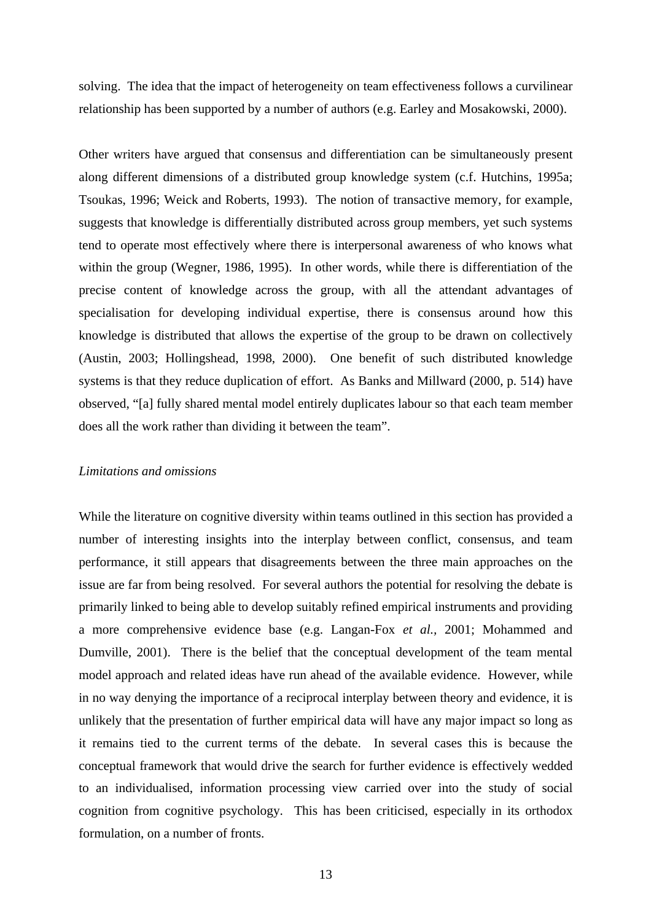solving. The idea that the impact of heterogeneity on team effectiveness follows a curvilinear relationship has been supported by a number of authors (e.g. Earley and Mosakowski, 2000).

Other writers have argued that consensus and differentiation can be simultaneously present along different dimensions of a distributed group knowledge system (c.f. Hutchins, 1995a; Tsoukas, 1996; Weick and Roberts, 1993). The notion of transactive memory, for example, suggests that knowledge is differentially distributed across group members, yet such systems tend to operate most effectively where there is interpersonal awareness of who knows what within the group (Wegner, 1986, 1995). In other words, while there is differentiation of the precise content of knowledge across the group, with all the attendant advantages of specialisation for developing individual expertise, there is consensus around how this knowledge is distributed that allows the expertise of the group to be drawn on collectively (Austin, 2003; Hollingshead, 1998, 2000). One benefit of such distributed knowledge systems is that they reduce duplication of effort. As Banks and Millward (2000, p. 514) have observed, "[a] fully shared mental model entirely duplicates labour so that each team member does all the work rather than dividing it between the team".

*Limitations and omissions*

While the literature on cognitive diversity within teams outlined in this section has provided a number of interesting insights into the interplay between conflict, consensus, and team performance, it still appears that disagreements between the three main approaches on the issue are far from being resolved. For several authors the potential for resolving the debate is primarily linked to being able to develop suitably refined empirical instruments and providing a more comprehensive evidence base (e.g. Langan-Fox *et al.,* 2001; Mohammed and Dumville, 2001). There is the belief that the conceptual development of the team mental model approach and related ideas have run ahead of the available evidence. However, while in no way denying the importance of a reciprocal interplay between theory and evidence, it is unlikely that the presentation of further empirical data will have any major impact so long as it remains tied to the current terms of the debate. In several cases this is because the conceptual framework that would drive the search for further evidence is effectively wedded to an individualised, information processing view carried over into the study of social cognition from cognitive psychology. This has been criticised, especially in its orthodox formulation, on a number of fronts.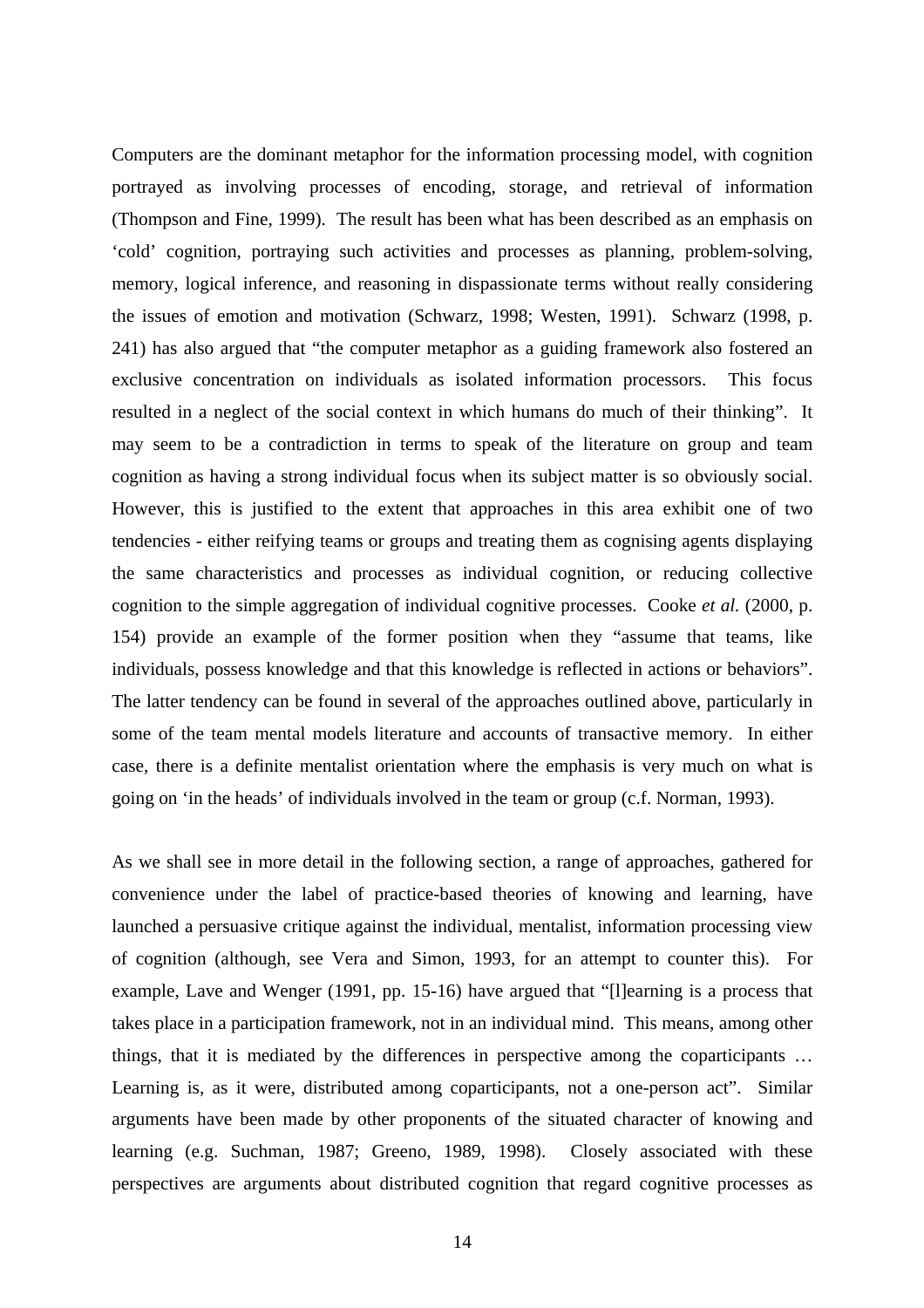Computers are the dominant metaphor for the information processing model, with cognition portrayed as involving processes of encoding, storage, and retrieval of information (Thompson and Fine, 1999). The result has been what has been described as an emphasis on 'cold' cognition, portraying such activities and processes as planning, problem-solving, memory, logical inference, and reasoning in dispassionate terms without really considering the issues of emotion and motivation (Schwarz, 1998; Westen, 1991). Schwarz (1998, p. 241) has also argued that "the computer metaphor as a guiding framework also fostered an exclusive concentration on individuals as isolated information processors. This focus resulted in a neglect of the social context in which humans do much of their thinking". It may seem to be a contradiction in terms to speak of the literature on group and team cognition as having a strong individual focus when its subject matter is so obviously social. However, this is justified to the extent that approaches in this area exhibit one of two tendencies - either reifying teams or groups and treating them as cognising agents displaying the same characteristics and processes as individual cognition, or reducing collective cognition to the simple aggregation of individual cognitive processes. Cooke *et al.* (2000, p. 154) provide an example of the former position when they "assume that teams, like individuals, possess knowledge and that this knowledge is reflected in actions or behaviors". The latter tendency can be found in several of the approaches outlined above, particularly in some of the team mental models literature and accounts of transactive memory. In either case, there is a definite mentalist orientation where the emphasis is very much on what is going on 'in the heads' of individuals involved in the team or group (c.f. Norman, 1993).

As we shall see in more detail in the following section, a range of approaches, gathered for convenience under the label of practice-based theories of knowing and learning, have launched a persuasive critique against the individual, mentalist, information processing view of cognition (although, see Vera and Simon, 1993, for an attempt to counter this). For example, Lave and Wenger (1991, pp. 15-16) have argued that "[l]earning is a process that takes place in a participation framework, not in an individual mind. This means, among other things, that it is mediated by the differences in perspective among the coparticipants … Learning is, as it were, distributed among coparticipants, not a one-person act". Similar arguments have been made by other proponents of the situated character of knowing and learning (e.g. Suchman, 1987; Greeno, 1989, 1998). Closely associated with these perspectives are arguments about distributed cognition that regard cognitive processes as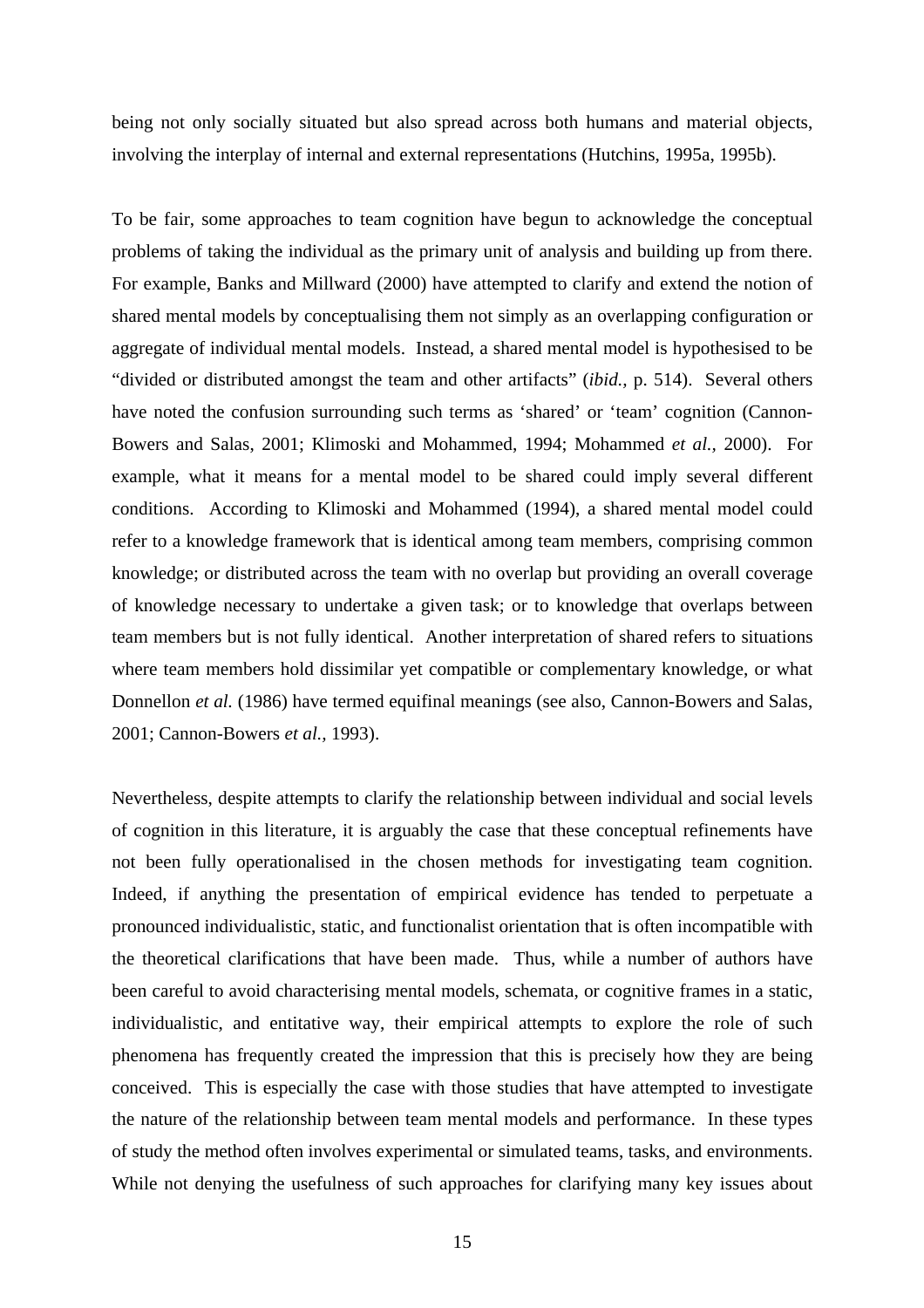being not only socially situated but also spread across both humans and material objects, involving the interplay of internal and external representations (Hutchins, 1995a, 1995b).

To be fair, some approaches to team cognition have begun to acknowledge the conceptual problems of taking the individual as the primary unit of analysis and building up from there. For example, Banks and Millward (2000) have attempted to clarify and extend the notion of shared mental models by conceptualising them not simply as an overlapping configuration or aggregate of individual mental models. Instead, a shared mental model is hypothesised to be "divided or distributed amongst the team and other artifacts" (*ibid.,* p. 514). Several others have noted the confusion surrounding such terms as 'shared' or 'team' cognition (Cannon-Bowers and Salas, 2001; Klimoski and Mohammed, 1994; Mohammed *et al.,* 2000). For example, what it means for a mental model to be shared could imply several different conditions. According to Klimoski and Mohammed (1994), a shared mental model could refer to a knowledge framework that is identical among team members, comprising common knowledge; or distributed across the team with no overlap but providing an overall coverage of knowledge necessary to undertake a given task; or to knowledge that overlaps between team members but is not fully identical. Another interpretation of shared refers to situations where team members hold dissimilar yet compatible or complementary knowledge, or what Donnellon *et al.* (1986) have termed equifinal meanings (see also, Cannon-Bowers and Salas, 2001; Cannon-Bowers *et al.,* 1993).

Nevertheless, despite attempts to clarify the relationship between individual and social levels of cognition in this literature, it is arguably the case that these conceptual refinements have not been fully operationalised in the chosen methods for investigating team cognition. Indeed, if anything the presentation of empirical evidence has tended to perpetuate a pronounced individualistic, static, and functionalist orientation that is often incompatible with the theoretical clarifications that have been made. Thus, while a number of authors have been careful to avoid characterising mental models, schemata, or cognitive frames in a static, individualistic, and entitative way, their empirical attempts to explore the role of such phenomena has frequently created the impression that this is precisely how they are being conceived. This is especially the case with those studies that have attempted to investigate the nature of the relationship between team mental models and performance. In these types of study the method often involves experimental or simulated teams, tasks, and environments. While not denying the usefulness of such approaches for clarifying many key issues about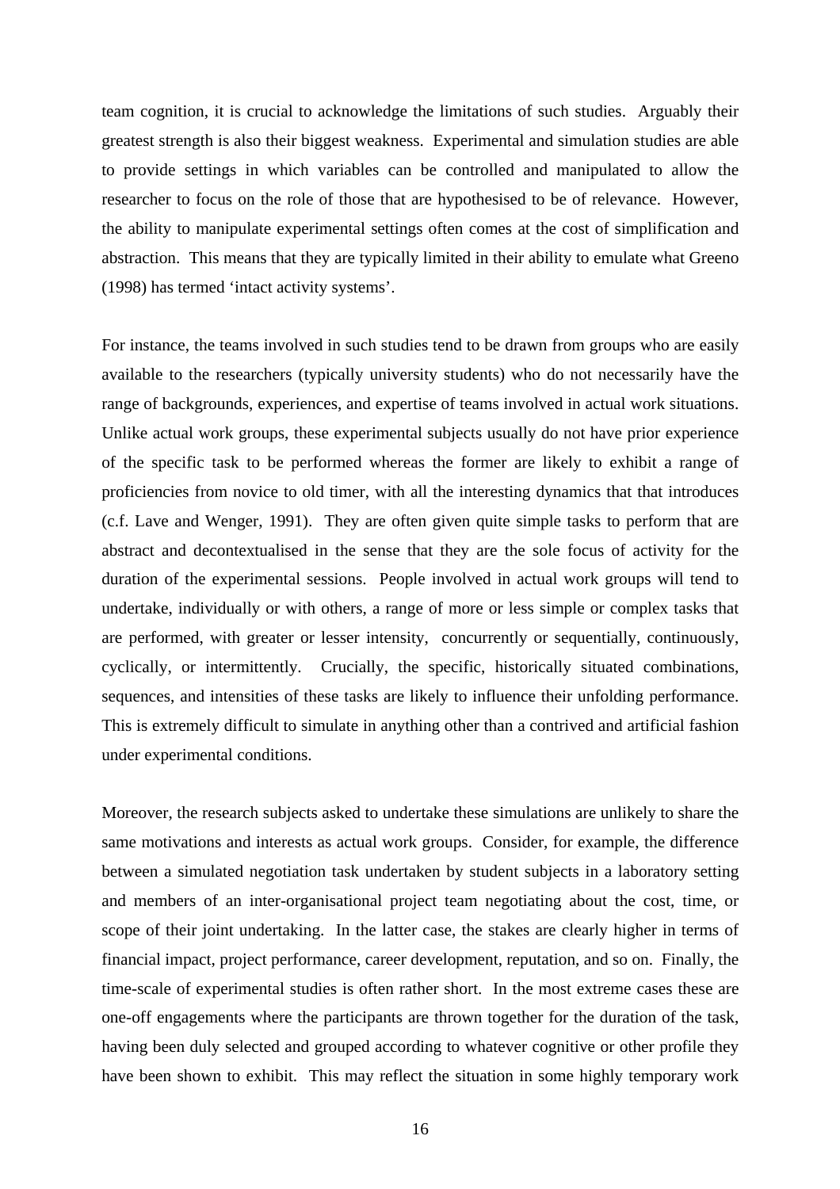team cognition, it is crucial to acknowledge the limitations of such studies. Arguably their greatest strength is also their biggest weakness. Experimental and simulation studies are able to provide settings in which variables can be controlled and manipulated to allow the researcher to focus on the role of those that are hypothesised to be of relevance. However, the ability to manipulate experimental settings often comes at the cost of simplification and abstraction. This means that they are typically limited in their ability to emulate what Greeno (1998) has termed 'intact activity systems'.

For instance, the teams involved in such studies tend to be drawn from groups who are easily available to the researchers (typically university students) who do not necessarily have the range of backgrounds, experiences, and expertise of teams involved in actual work situations. Unlike actual work groups, these experimental subjects usually do not have prior experience of the specific task to be performed whereas the former are likely to exhibit a range of proficiencies from novice to old timer, with all the interesting dynamics that that introduces (c.f. Lave and Wenger, 1991). They are often given quite simple tasks to perform that are abstract and decontextualised in the sense that they are the sole focus of activity for the duration of the experimental sessions. People involved in actual work groups will tend to undertake, individually or with others, a range of more or less simple or complex tasks that are performed, with greater or lesser intensity, concurrently or sequentially, continuously, cyclically, or intermittently. Crucially, the specific, historically situated combinations, sequences, and intensities of these tasks are likely to influence their unfolding performance. This is extremely difficult to simulate in anything other than a contrived and artificial fashion under experimental conditions.

Moreover, the research subjects asked to undertake these simulations are unlikely to share the same motivations and interests as actual work groups. Consider, for example, the difference between a simulated negotiation task undertaken by student subjects in a laboratory setting and members of an inter-organisational project team negotiating about the cost, time, or scope of their joint undertaking. In the latter case, the stakes are clearly higher in terms of financial impact, project performance, career development, reputation, and so on. Finally, the time-scale of experimental studies is often rather short. In the most extreme cases these are one-off engagements where the participants are thrown together for the duration of the task, having been duly selected and grouped according to whatever cognitive or other profile they have been shown to exhibit. This may reflect the situation in some highly temporary work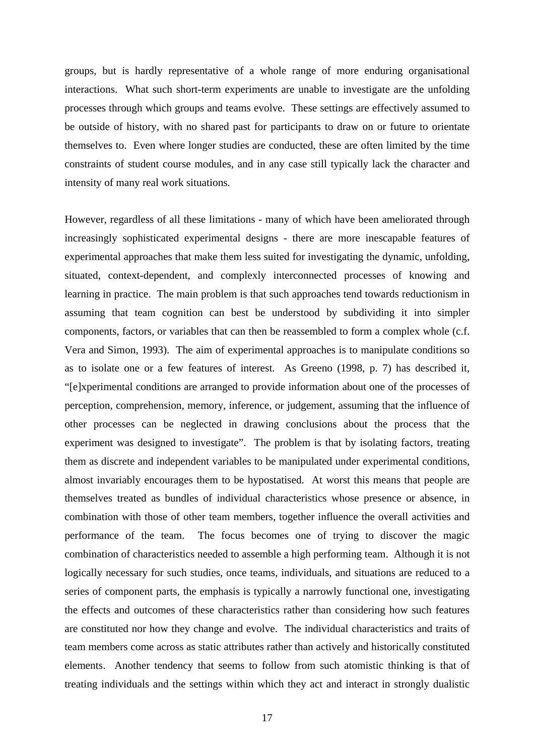groups, but is hardly representative of a whole range of more enduring organisational interactions. What such short-term experiments are unable to investigate are the unfolding processes through which groups and teams evolve. These settings are effectively assumed to be outside of history, with no shared past for participants to draw on or future to orientate themselves to. Even where longer studies are conducted, these are often limited by the time constraints of student course modules, and in any case still typically lack the character and intensity of many real work situations.

However, regardless of all these limitations - many of which have been ameliorated through increasingly sophisticated experimental designs - there are more inescapable features of experimental approaches that make them less suited for investigating the dynamic, unfolding, situated, context-dependent, and complexly interconnected processes of knowing and learning in practice. The main problem is that such approaches tend towards reductionism in assuming that team cognition can best be understood by subdividing it into simpler components, factors, or variables that can then be reassembled to form a complex whole (c.f. Vera and Simon, 1993). The aim of experimental approaches is to manipulate conditions so as to isolate one or a few features of interest. As Greeno (1998, p. 7) has described it, "[e]xperimental conditions are arranged to provide information about one of the processes of perception, comprehension, memory, inference, or judgement, assuming that the influence of other processes can be neglected in drawing conclusions about the process that the experiment was designed to investigate". The problem is that by isolating factors, treating them as discrete and independent variables to be manipulated under experimental conditions, almost invariably encourages them to be hypostatised. At worst this means that people are themselves treated as bundles of individual characteristics whose presence or absence, in combination with those of other team members, together influence the overall activities and performance of the team. The focus becomes one of trying to discover the magic combination of characteristics needed to assemble a high performing team. Although it is not logically necessary for such studies, once teams, individuals, and situations are reduced to a series of component parts, the emphasis is typically a narrowly functional one, investigating the effects and outcomes of these characteristics rather than considering how such features are constituted nor how they change and evolve. The individual characteristics and traits of team members come across as static attributes rather than actively and historically constituted elements. Another tendency that seems to follow from such atomistic thinking is that of treating individuals and the settings within which they act and interact in strongly dualistic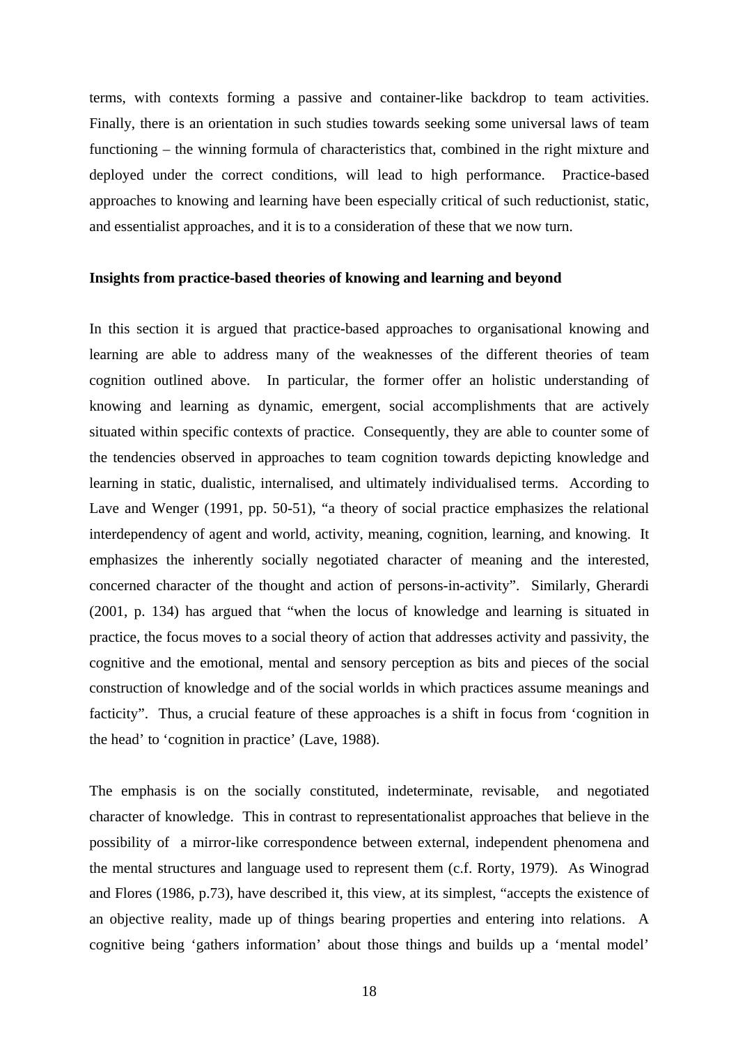terms, with contexts forming a passive and container-like backdrop to team activities. Finally, there is an orientation in such studies towards seeking some universal laws of team functioning – the winning formula of characteristics that, combined in the right mixture and deployed under the correct conditions, will lead to high performance. Practice-based approaches to knowing and learning have been especially critical of such reductionist, static, and essentialist approaches, and it is to a consideration of these that we now turn.

**Insights from practice-based theories of knowing and learning and beyond**

In this section it is argued that practice-based approaches to organisational knowing and learning are able to address many of the weaknesses of the different theories of team cognition outlined above. In particular, the former offer an holistic understanding of knowing and learning as dynamic, emergent, social accomplishments that are actively situated within specific contexts of practice. Consequently, they are able to counter some of the tendencies observed in approaches to team cognition towards depicting knowledge and learning in static, dualistic, internalised, and ultimately individualised terms. According to Lave and Wenger (1991, pp. 50-51), "a theory of social practice emphasizes the relational interdependency of agent and world, activity, meaning, cognition, learning, and knowing. It emphasizes the inherently socially negotiated character of meaning and the interested, concerned character of the thought and action of persons-in-activity". Similarly, Gherardi (2001, p. 134) has argued that "when the locus of knowledge and learning is situated in practice, the focus moves to a social theory of action that addresses activity and passivity, the cognitive and the emotional, mental and sensory perception as bits and pieces of the social construction of knowledge and of the social worlds in which practices assume meanings and facticity". Thus, a crucial feature of these approaches is a shift in focus from 'cognition in the head' to 'cognition in practice' (Lave, 1988).

The emphasis is on the socially constituted, indeterminate, revisable, and negotiated character of knowledge. This in contrast to representationalist approaches that believe in the possibility of a mirror-like correspondence between external, independent phenomena and the mental structures and language used to represent them (c.f. Rorty, 1979). As Winograd and Flores (1986, p.73), have described it, this view, at its simplest, "accepts the existence of an objective reality, made up of things bearing properties and entering into relations. A cognitive being 'gathers information' about those things and builds up a 'mental model'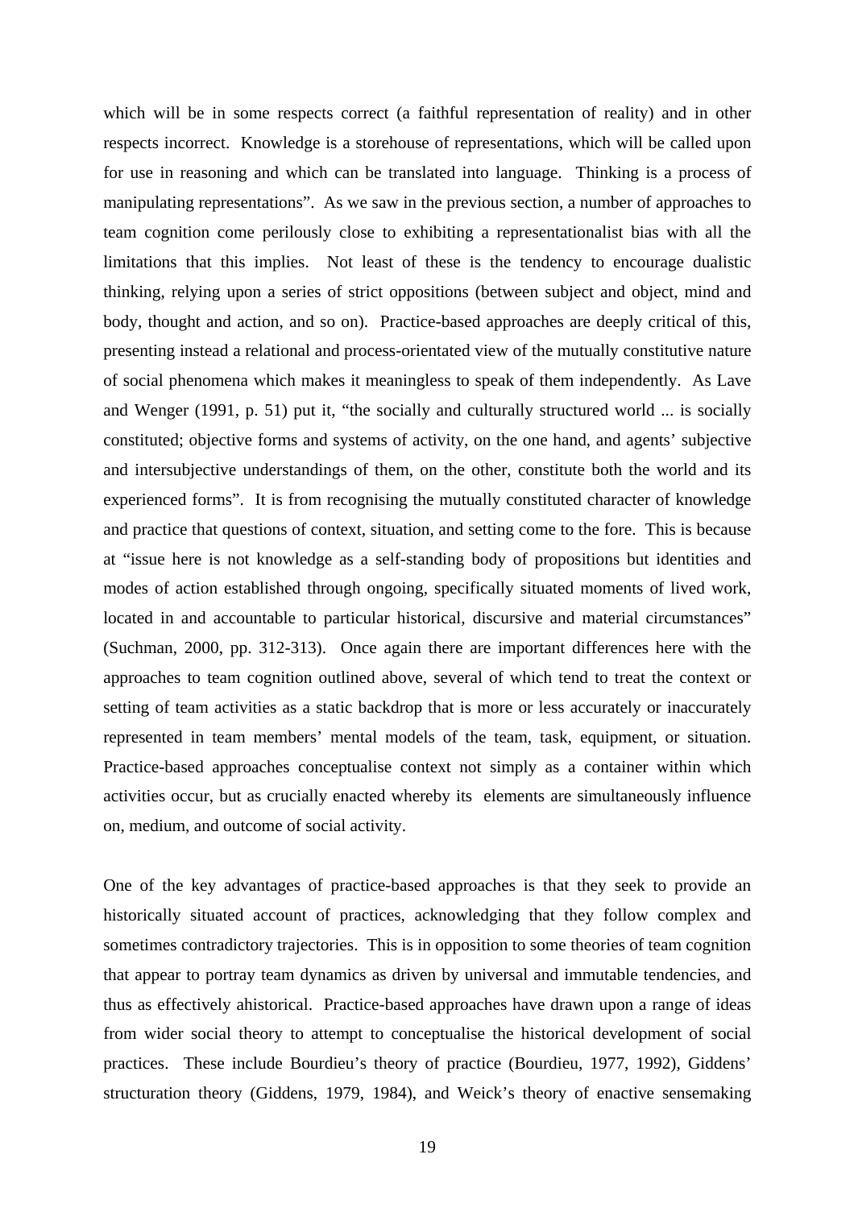which will be in some respects correct (a faithful representation of reality) and in other respects incorrect. Knowledge is a storehouse of representations, which will be called upon for use in reasoning and which can be translated into language. Thinking is a process of manipulating representations". As we saw in the previous section, a number of approaches to team cognition come perilously close to exhibiting a representationalist bias with all the limitations that this implies. Not least of these is the tendency to encourage dualistic thinking, relying upon a series of strict oppositions (between subject and object, mind and body, thought and action, and so on). Practice-based approaches are deeply critical of this, presenting instead a relational and process-orientated view of the mutually constitutive nature of social phenomena which makes it meaningless to speak of them independently. As Lave and Wenger (1991, p. 51) put it, "the socially and culturally structured world ... is socially constituted; objective forms and systems of activity, on the one hand, and agents' subjective and intersubjective understandings of them, on the other, constitute both the world and its experienced forms". It is from recognising the mutually constituted character of knowledge and practice that questions of context, situation, and setting come to the fore. This is because at "issue here is not knowledge as a self-standing body of propositions but identities and modes of action established through ongoing, specifically situated moments of lived work, located in and accountable to particular historical, discursive and material circumstances" (Suchman, 2000, pp. 312-313). Once again there are important differences here with the approaches to team cognition outlined above, several of which tend to treat the context or setting of team activities as a static backdrop that is more or less accurately or inaccurately represented in team members' mental models of the team, task, equipment, or situation. Practice-based approaches conceptualise context not simply as a container within which activities occur, but as crucially enacted whereby its elements are simultaneously influence on, medium, and outcome of social activity.

One of the key advantages of practice-based approaches is that they seek to provide an historically situated account of practices, acknowledging that they follow complex and sometimes contradictory trajectories. This is in opposition to some theories of team cognition that appear to portray team dynamics as driven by universal and immutable tendencies, and thus as effectively ahistorical. Practice-based approaches have drawn upon a range of ideas from wider social theory to attempt to conceptualise the historical development of social practices. These include Bourdieu's theory of practice (Bourdieu, 1977, 1992), Giddens' structuration theory (Giddens, 1979, 1984), and Weick's theory of enactive sensemaking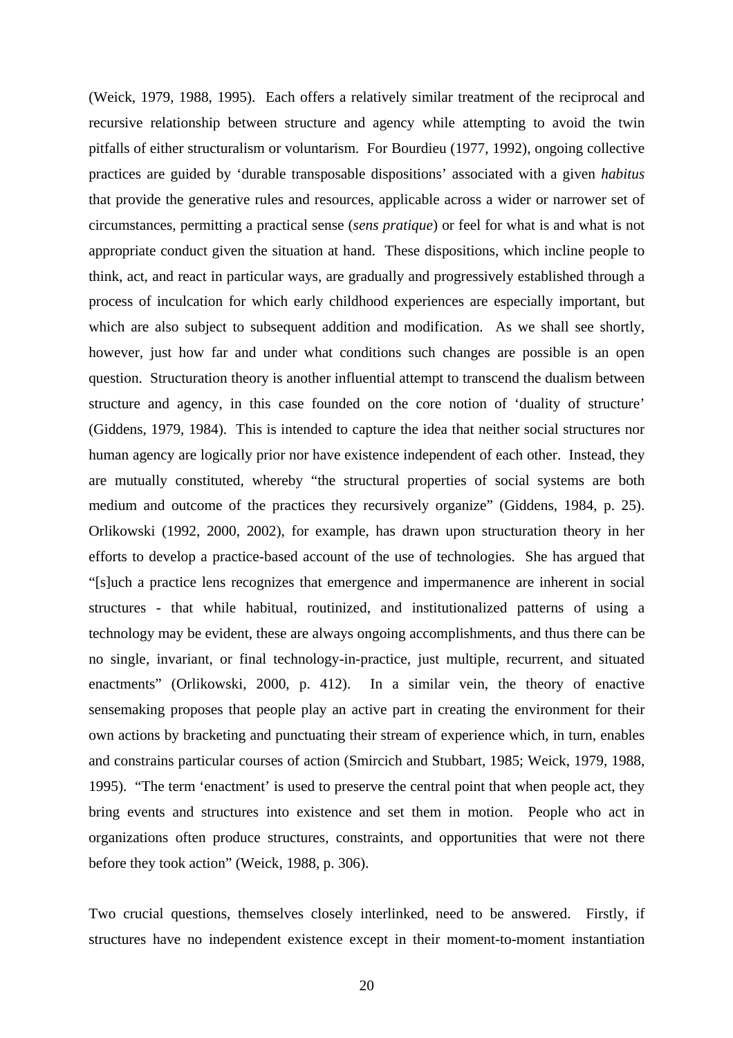(Weick, 1979, 1988, 1995). Each offers a relatively similar treatment of the reciprocal and recursive relationship between structure and agency while attempting to avoid the twin pitfalls of either structuralism or voluntarism. For Bourdieu (1977, 1992), ongoing collective practices are guided by 'durable transposable dispositions' associated with a given *habitus* that provide the generative rules and resources, applicable across a wider or narrower set of circumstances, permitting a practical sense (*sens pratique*) or feel for what is and what is not appropriate conduct given the situation at hand. These dispositions, which incline people to think, act, and react in particular ways, are gradually and progressively established through a process of inculcation for which early childhood experiences are especially important, but which are also subject to subsequent addition and modification. As we shall see shortly, however, just how far and under what conditions such changes are possible is an open question. Structuration theory is another influential attempt to transcend the dualism between structure and agency, in this case founded on the core notion of 'duality of structure' (Giddens, 1979, 1984). This is intended to capture the idea that neither social structures nor human agency are logically prior nor have existence independent of each other. Instead, they are mutually constituted, whereby "the structural properties of social systems are both medium and outcome of the practices they recursively organize" (Giddens, 1984, p. 25). Orlikowski (1992, 2000, 2002), for example, has drawn upon structuration theory in her efforts to develop a practice-based account of the use of technologies. She has argued that "[s]uch a practice lens recognizes that emergence and impermanence are inherent in social structures - that while habitual, routinized, and institutionalized patterns of using a technology may be evident, these are always ongoing accomplishments, and thus there can be no single, invariant, or final technology-in-practice, just multiple, recurrent, and situated enactments" (Orlikowski, 2000, p. 412). In a similar vein, the theory of enactive sensemaking proposes that people play an active part in creating the environment for their own actions by bracketing and punctuating their stream of experience which, in turn, enables and constrains particular courses of action (Smircich and Stubbart, 1985; Weick, 1979, 1988, 1995). "The term 'enactment' is used to preserve the central point that when people act, they bring events and structures into existence and set them in motion. People who act in organizations often produce structures, constraints, and opportunities that were not there before they took action" (Weick, 1988, p. 306).

Two crucial questions, themselves closely interlinked, need to be answered. Firstly, if structures have no independent existence except in their moment-to-moment instantiation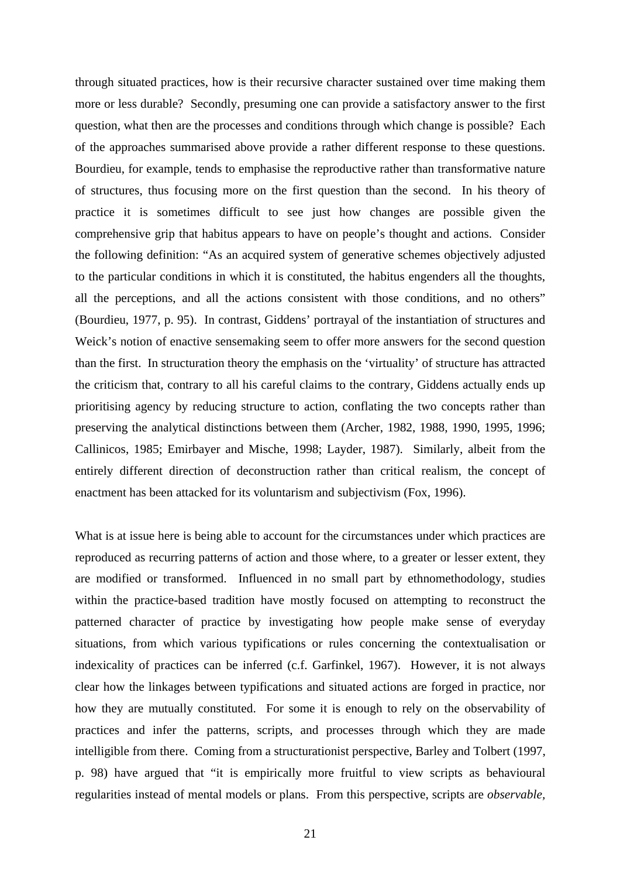through situated practices, how is their recursive character sustained over time making them more or less durable? Secondly, presuming one can provide a satisfactory answer to the first question, what then are the processes and conditions through which change is possible? Each of the approaches summarised above provide a rather different response to these questions. Bourdieu, for example, tends to emphasise the reproductive rather than transformative nature of structures, thus focusing more on the first question than the second. In his theory of practice it is sometimes difficult to see just how changes are possible given the comprehensive grip that habitus appears to have on people's thought and actions. Consider the following definition: "As an acquired system of generative schemes objectively adjusted to the particular conditions in which it is constituted, the habitus engenders all the thoughts, all the perceptions, and all the actions consistent with those conditions, and no others" (Bourdieu, 1977, p. 95). In contrast, Giddens' portrayal of the instantiation of structures and Weick's notion of enactive sensemaking seem to offer more answers for the second question than the first. In structuration theory the emphasis on the 'virtuality' of structure has attracted the criticism that, contrary to all his careful claims to the contrary, Giddens actually ends up prioritising agency by reducing structure to action, conflating the two concepts rather than preserving the analytical distinctions between them (Archer, 1982, 1988, 1990, 1995, 1996; Callinicos, 1985; Emirbayer and Mische, 1998; Layder, 1987). Similarly, albeit from the entirely different direction of deconstruction rather than critical realism, the concept of enactment has been attacked for its voluntarism and subjectivism (Fox, 1996).

What is at issue here is being able to account for the circumstances under which practices are reproduced as recurring patterns of action and those where, to a greater or lesser extent, they are modified or transformed. Influenced in no small part by ethnomethodology, studies within the practice-based tradition have mostly focused on attempting to reconstruct the patterned character of practice by investigating how people make sense of everyday situations, from which various typifications or rules concerning the contextualisation or indexicality of practices can be inferred (c.f. Garfinkel, 1967). However, it is not always clear how the linkages between typifications and situated actions are forged in practice, nor how they are mutually constituted. For some it is enough to rely on the observability of practices and infer the patterns, scripts, and processes through which they are made intelligible from there. Coming from a structurationist perspective, Barley and Tolbert (1997, p. 98) have argued that "it is empirically more fruitful to view scripts as behavioural regularities instead of mental models or plans. From this perspective, scripts are *observable*,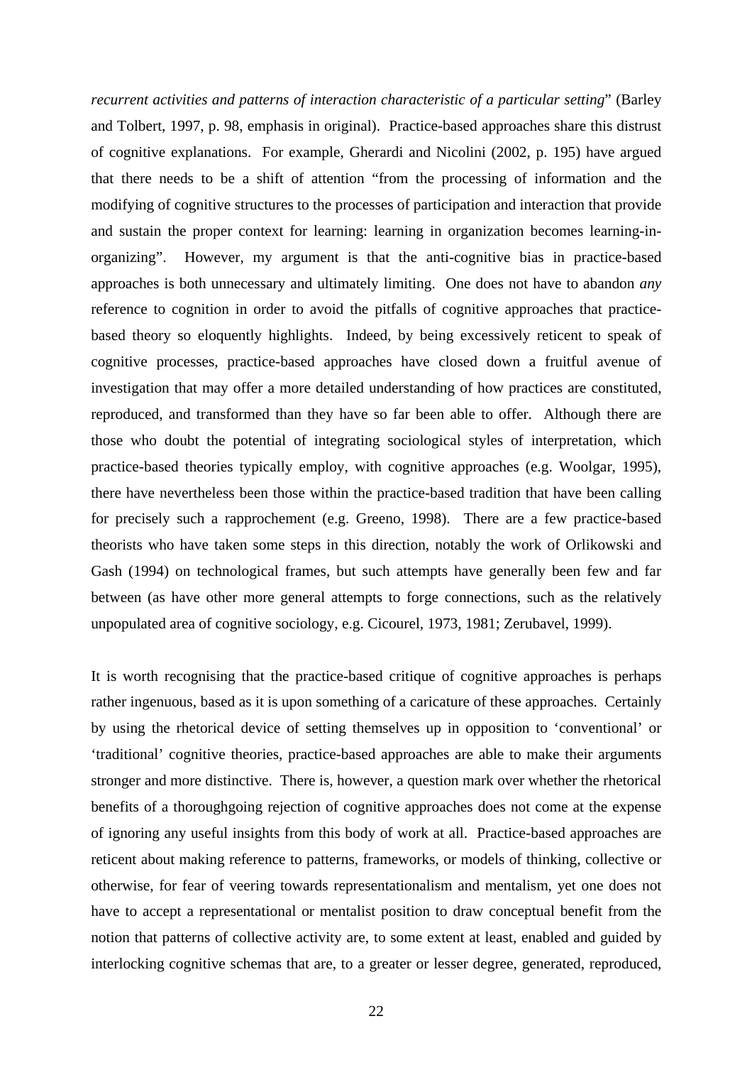*recurrent activities and patterns of interaction characteristic of a particular setting*" (Barley and Tolbert, 1997, p. 98, emphasis in original). Practice-based approaches share this distrust of cognitive explanations. For example, Gherardi and Nicolini (2002, p. 195) have argued that there needs to be a shift of attention "from the processing of information and the modifying of cognitive structures to the processes of participation and interaction that provide and sustain the proper context for learning: learning in organization becomes learning-in-organizing". However, my argument is that the anti-cognitive bias in practice-based approaches is both unnecessary and ultimately limiting. One does not have to abandon *any* reference to cognition in order to avoid the pitfalls of cognitive approaches that practice-based theory so eloquently highlights. Indeed, by being excessively reticent to speak of cognitive processes, practice-based approaches have closed down a fruitful avenue of investigation that may offer a more detailed understanding of how practices are constituted, reproduced, and transformed than they have so far been able to offer. Although there are those who doubt the potential of integrating sociological styles of interpretation, which practice-based theories typically employ, with cognitive approaches (e.g. Woolgar, 1995), there have nevertheless been those within the practice-based tradition that have been calling for precisely such a rapprochement (e.g. Greeno, 1998). There are a few practice-based theorists who have taken some steps in this direction, notably the work of Orlikowski and Gash (1994) on technological frames, but such attempts have generally been few and far between (as have other more general attempts to forge connections, such as the relatively unpopulated area of cognitive sociology, e.g. Cicourel, 1973, 1981; Zerubavel, 1999).

It is worth recognising that the practice-based critique of cognitive approaches is perhaps rather ingenuous, based as it is upon something of a caricature of these approaches. Certainly by using the rhetorical device of setting themselves up in opposition to 'conventional' or 'traditional' cognitive theories, practice-based approaches are able to make their arguments stronger and more distinctive. There is, however, a question mark over whether the rhetorical benefits of a thoroughgoing rejection of cognitive approaches does not come at the expense of ignoring any useful insights from this body of work at all. Practice-based approaches are reticent about making reference to patterns, frameworks, or models of thinking, collective or otherwise, for fear of veering towards representationalism and mentalism, yet one does not have to accept a representational or mentalist position to draw conceptual benefit from the notion that patterns of collective activity are, to some extent at least, enabled and guided by interlocking cognitive schemas that are, to a greater or lesser degree, generated, reproduced,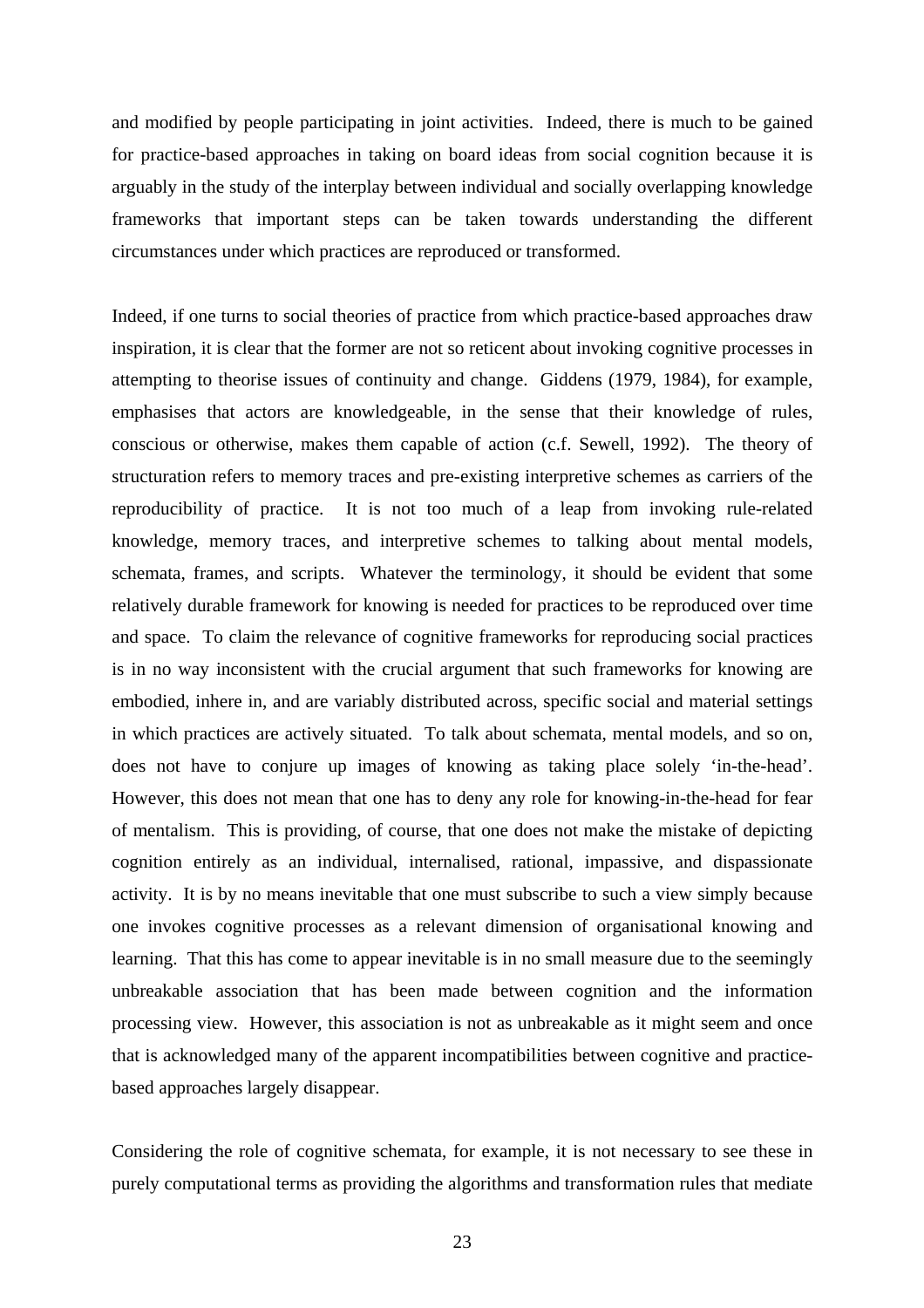and modified by people participating in joint activities. Indeed, there is much to be gained for practice-based approaches in taking on board ideas from social cognition because it is arguably in the study of the interplay between individual and socially overlapping knowledge frameworks that important steps can be taken towards understanding the different circumstances under which practices are reproduced or transformed.

Indeed, if one turns to social theories of practice from which practice-based approaches draw inspiration, it is clear that the former are not so reticent about invoking cognitive processes in attempting to theorise issues of continuity and change. Giddens (1979, 1984), for example, emphasises that actors are knowledgeable, in the sense that their knowledge of rules, conscious or otherwise, makes them capable of action (c.f. Sewell, 1992). The theory of structuration refers to memory traces and pre-existing interpretive schemes as carriers of the reproducibility of practice. It is not too much of a leap from invoking rule-related knowledge, memory traces, and interpretive schemes to talking about mental models, schemata, frames, and scripts. Whatever the terminology, it should be evident that some relatively durable framework for knowing is needed for practices to be reproduced over time and space. To claim the relevance of cognitive frameworks for reproducing social practices is in no way inconsistent with the crucial argument that such frameworks for knowing are embodied, inhere in, and are variably distributed across, specific social and material settings in which practices are actively situated. To talk about schemata, mental models, and so on, does not have to conjure up images of knowing as taking place solely 'in-the-head'. However, this does not mean that one has to deny any role for knowing-in-the-head for fear of mentalism. This is providing, of course, that one does not make the mistake of depicting cognition entirely as an individual, internalised, rational, impassive, and dispassionate activity. It is by no means inevitable that one must subscribe to such a view simply because one invokes cognitive processes as a relevant dimension of organisational knowing and learning. That this has come to appear inevitable is in no small measure due to the seemingly unbreakable association that has been made between cognition and the information processing view. However, this association is not as unbreakable as it might seem and once that is acknowledged many of the apparent incompatibilities between cognitive and practice-based approaches largely disappear.

Considering the role of cognitive schemata, for example, it is not necessary to see these in purely computational terms as providing the algorithms and transformation rules that mediate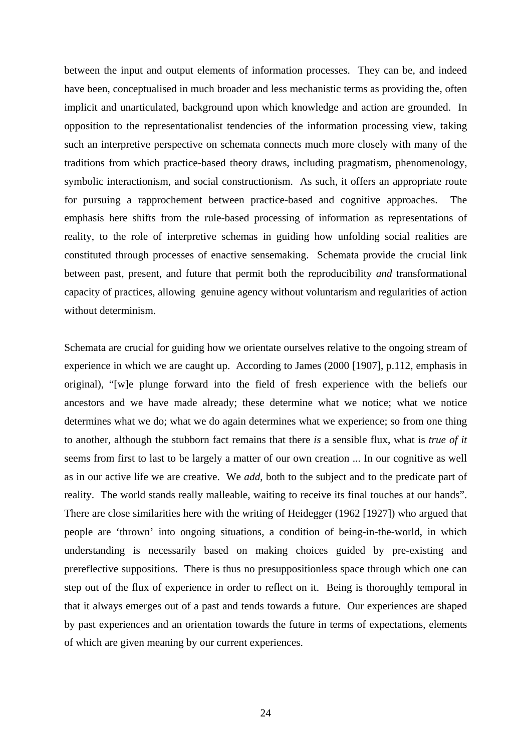between the input and output elements of information processes. They can be, and indeed have been, conceptualised in much broader and less mechanistic terms as providing the, often implicit and unarticulated, background upon which knowledge and action are grounded. In opposition to the representationalist tendencies of the information processing view, taking such an interpretive perspective on schemata connects much more closely with many of the traditions from which practice-based theory draws, including pragmatism, phenomenology, symbolic interactionism, and social constructionism. As such, it offers an appropriate route for pursuing a rapprochement between practice-based and cognitive approaches. The emphasis here shifts from the rule-based processing of information as representations of reality, to the role of interpretive schemas in guiding how unfolding social realities are constituted through processes of enactive sensemaking. Schemata provide the crucial link between past, present, and future that permit both the reproducibility *and* transformational capacity of practices, allowing genuine agency without voluntarism and regularities of action without determinism.

Schemata are crucial for guiding how we orientate ourselves relative to the ongoing stream of experience in which we are caught up. According to James (2000 [1907], p.112, emphasis in original), "[w]e plunge forward into the field of fresh experience with the beliefs our ancestors and we have made already; these determine what we notice; what we notice determines what we do; what we do again determines what we experience; so from one thing to another, although the stubborn fact remains that there *is* a sensible flux, what is *true of it* seems from first to last to be largely a matter of our own creation ... In our cognitive as well as in our active life we are creative. We *add*, both to the subject and to the predicate part of reality. The world stands really malleable, waiting to receive its final touches at our hands". There are close similarities here with the writing of Heidegger (1962 [1927]) who argued that people are 'thrown' into ongoing situations, a condition of being-in-the-world, in which understanding is necessarily based on making choices guided by pre-existing and prereflective suppositions. There is thus no presuppositionless space through which one can step out of the flux of experience in order to reflect on it. Being is thoroughly temporal in that it always emerges out of a past and tends towards a future. Our experiences are shaped by past experiences and an orientation towards the future in terms of expectations, elements of which are given meaning by our current experiences.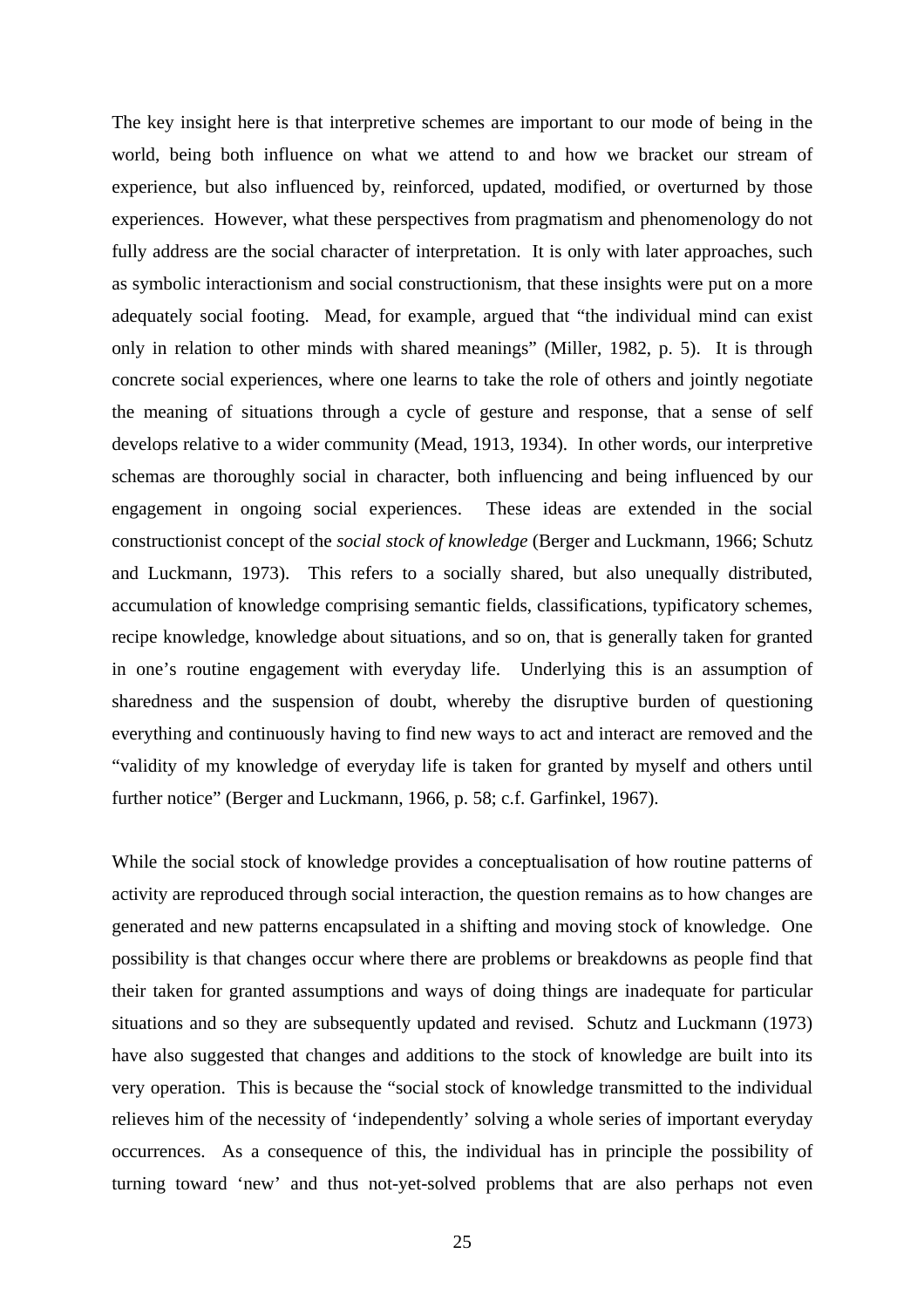The key insight here is that interpretive schemes are important to our mode of being in the world, being both influence on what we attend to and how we bracket our stream of experience, but also influenced by, reinforced, updated, modified, or overturned by those experiences. However, what these perspectives from pragmatism and phenomenology do not fully address are the social character of interpretation. It is only with later approaches, such as symbolic interactionism and social constructionism, that these insights were put on a more adequately social footing. Mead, for example, argued that "the individual mind can exist only in relation to other minds with shared meanings" (Miller, 1982, p. 5). It is through concrete social experiences, where one learns to take the role of others and jointly negotiate the meaning of situations through a cycle of gesture and response, that a sense of self develops relative to a wider community (Mead, 1913, 1934). In other words, our interpretive schemas are thoroughly social in character, both influencing and being influenced by our engagement in ongoing social experiences. These ideas are extended in the social constructionist concept of the *social stock of knowledge* (Berger and Luckmann, 1966; Schutz and Luckmann, 1973). This refers to a socially shared, but also unequally distributed, accumulation of knowledge comprising semantic fields, classifications, typificatory schemes, recipe knowledge, knowledge about situations, and so on, that is generally taken for granted in one's routine engagement with everyday life. Underlying this is an assumption of sharedness and the suspension of doubt, whereby the disruptive burden of questioning everything and continuously having to find new ways to act and interact are removed and the "validity of my knowledge of everyday life is taken for granted by myself and others until further notice" (Berger and Luckmann, 1966, p. 58; c.f. Garfinkel, 1967).

While the social stock of knowledge provides a conceptualisation of how routine patterns of activity are reproduced through social interaction, the question remains as to how changes are generated and new patterns encapsulated in a shifting and moving stock of knowledge. One possibility is that changes occur where there are problems or breakdowns as people find that their taken for granted assumptions and ways of doing things are inadequate for particular situations and so they are subsequently updated and revised. Schutz and Luckmann (1973) have also suggested that changes and additions to the stock of knowledge are built into its very operation. This is because the "social stock of knowledge transmitted to the individual relieves him of the necessity of 'independently' solving a whole series of important everyday occurrences. As a consequence of this, the individual has in principle the possibility of turning toward 'new' and thus not-yet-solved problems that are also perhaps not even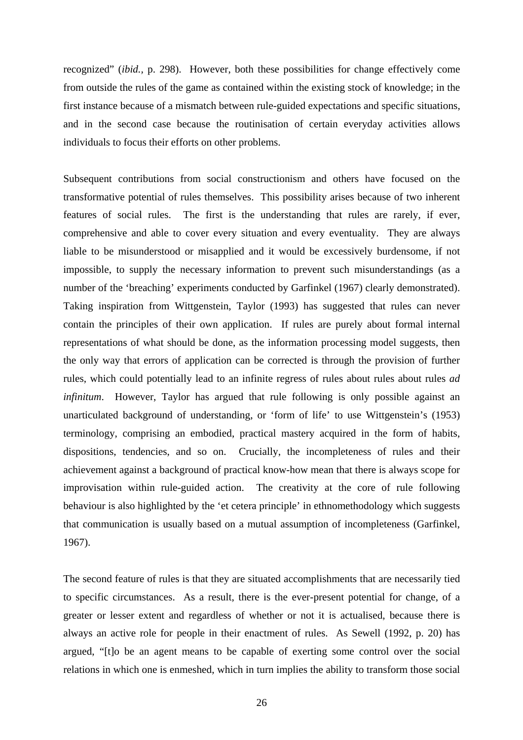recognized" (*ibid.*, p. 298). However, both these possibilities for change effectively come from outside the rules of the game as contained within the existing stock of knowledge; in the first instance because of a mismatch between rule-guided expectations and specific situations, and in the second case because the routinisation of certain everyday activities allows individuals to focus their efforts on other problems.

Subsequent contributions from social constructionism and others have focused on the transformative potential of rules themselves. This possibility arises because of two inherent features of social rules. The first is the understanding that rules are rarely, if ever, comprehensive and able to cover every situation and every eventuality. They are always liable to be misunderstood or misapplied and it would be excessively burdensome, if not impossible, to supply the necessary information to prevent such misunderstandings (as a number of the 'breaching' experiments conducted by Garfinkel (1967) clearly demonstrated). Taking inspiration from Wittgenstein, Taylor (1993) has suggested that rules can never contain the principles of their own application. If rules are purely about formal internal representations of what should be done, as the information processing model suggests, then the only way that errors of application can be corrected is through the provision of further rules, which could potentially lead to an infinite regress of rules about rules about rules *ad infinitum*. However, Taylor has argued that rule following is only possible against an unarticulated background of understanding, or 'form of life' to use Wittgenstein's (1953) terminology, comprising an embodied, practical mastery acquired in the form of habits, dispositions, tendencies, and so on. Crucially, the incompleteness of rules and their achievement against a background of practical know-how mean that there is always scope for improvisation within rule-guided action. The creativity at the core of rule following behaviour is also highlighted by the 'et cetera principle' in ethnomethodology which suggests that communication is usually based on a mutual assumption of incompleteness (Garfinkel, 1967).

The second feature of rules is that they are situated accomplishments that are necessarily tied to specific circumstances. As a result, there is the ever-present potential for change, of a greater or lesser extent and regardless of whether or not it is actualised, because there is always an active role for people in their enactment of rules. As Sewell (1992, p. 20) has argued, "[t]o be an agent means to be capable of exerting some control over the social relations in which one is enmeshed, which in turn implies the ability to transform those social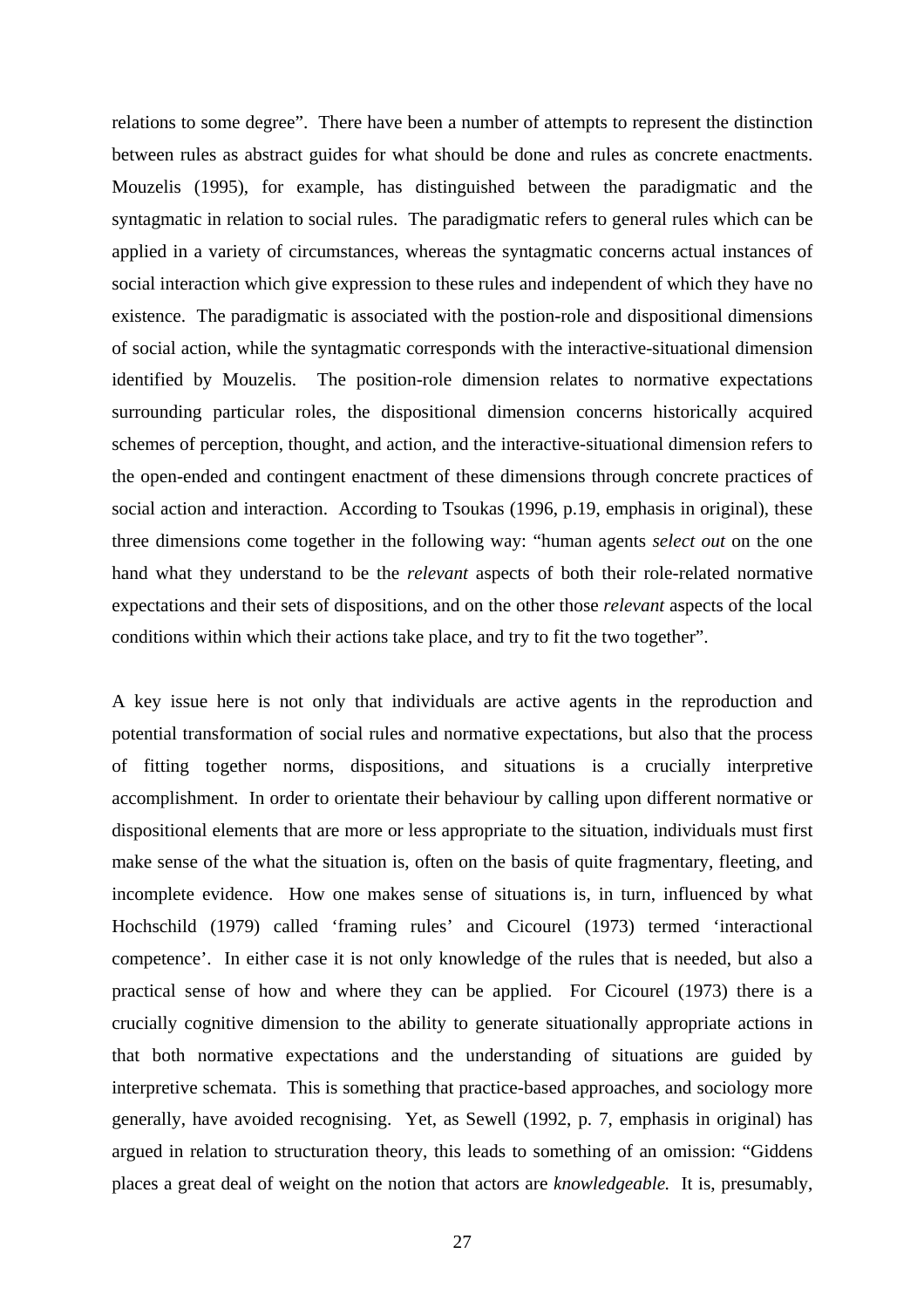relations to some degree". There have been a number of attempts to represent the distinction between rules as abstract guides for what should be done and rules as concrete enactments. Mouzelis (1995), for example, has distinguished between the paradigmatic and the syntagmatic in relation to social rules. The paradigmatic refers to general rules which can be applied in a variety of circumstances, whereas the syntagmatic concerns actual instances of social interaction which give expression to these rules and independent of which they have no existence. The paradigmatic is associated with the postion-role and dispositional dimensions of social action, while the syntagmatic corresponds with the interactive-situational dimension identified by Mouzelis. The position-role dimension relates to normative expectations surrounding particular roles, the dispositional dimension concerns historically acquired schemes of perception, thought, and action, and the interactive-situational dimension refers to the open-ended and contingent enactment of these dimensions through concrete practices of social action and interaction. According to Tsoukas (1996, p.19, emphasis in original), these three dimensions come together in the following way: "human agents *select out* on the one hand what they understand to be the *relevant* aspects of both their role-related normative expectations and their sets of dispositions, and on the other those *relevant* aspects of the local conditions within which their actions take place, and try to fit the two together".

A key issue here is not only that individuals are active agents in the reproduction and potential transformation of social rules and normative expectations, but also that the process of fitting together norms, dispositions, and situations is a crucially interpretive accomplishment. In order to orientate their behaviour by calling upon different normative or dispositional elements that are more or less appropriate to the situation, individuals must first make sense of the what the situation is, often on the basis of quite fragmentary, fleeting, and incomplete evidence. How one makes sense of situations is, in turn, influenced by what Hochschild (1979) called 'framing rules' and Cicourel (1973) termed 'interactional competence'. In either case it is not only knowledge of the rules that is needed, but also a practical sense of how and where they can be applied. For Cicourel (1973) there is a crucially cognitive dimension to the ability to generate situationally appropriate actions in that both normative expectations and the understanding of situations are guided by interpretive schemata. This is something that practice-based approaches, and sociology more generally, have avoided recognising. Yet, as Sewell (1992, p. 7, emphasis in original) has argued in relation to structuration theory, this leads to something of an omission: "Giddens places a great deal of weight on the notion that actors are *knowledgeable.* It is, presumably,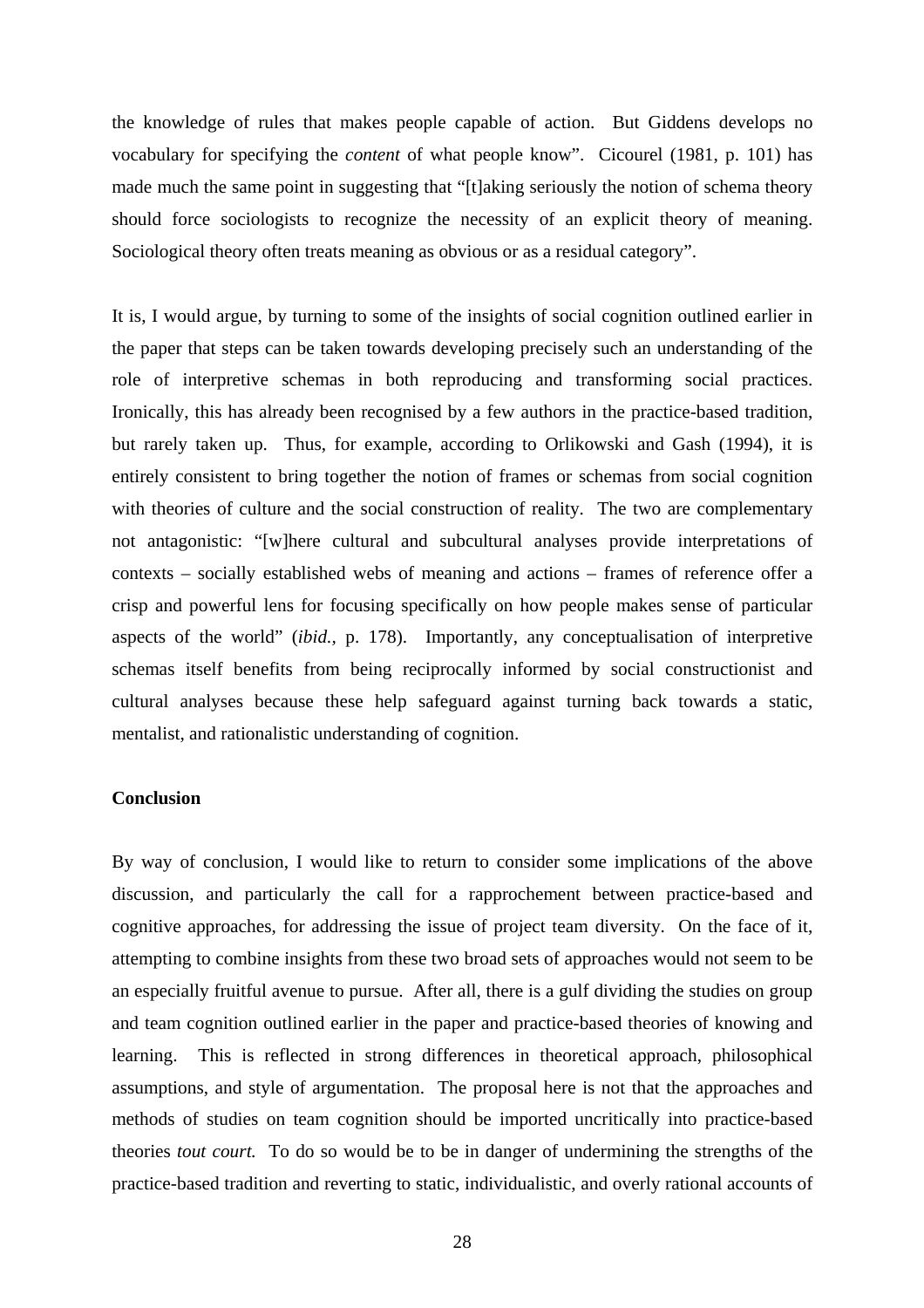the knowledge of rules that makes people capable of action. But Giddens develops no vocabulary for specifying the *content* of what people know". Cicourel (1981, p. 101) has made much the same point in suggesting that "[t]aking seriously the notion of schema theory should force sociologists to recognize the necessity of an explicit theory of meaning. Sociological theory often treats meaning as obvious or as a residual category".

It is, I would argue, by turning to some of the insights of social cognition outlined earlier in the paper that steps can be taken towards developing precisely such an understanding of the role of interpretive schemas in both reproducing and transforming social practices. Ironically, this has already been recognised by a few authors in the practice-based tradition, but rarely taken up. Thus, for example, according to Orlikowski and Gash (1994), it is entirely consistent to bring together the notion of frames or schemas from social cognition with theories of culture and the social construction of reality. The two are complementary not antagonistic: "[w]here cultural and subcultural analyses provide interpretations of contexts – socially established webs of meaning and actions – frames of reference offer a crisp and powerful lens for focusing specifically on how people makes sense of particular aspects of the world" (*ibid.,* p. 178). Importantly, any conceptualisation of interpretive schemas itself benefits from being reciprocally informed by social constructionist and cultural analyses because these help safeguard against turning back towards a static, mentalist, and rationalistic understanding of cognition.

**Conclusion**

By way of conclusion, I would like to return to consider some implications of the above discussion, and particularly the call for a rapprochement between practice-based and cognitive approaches, for addressing the issue of project team diversity. On the face of it, attempting to combine insights from these two broad sets of approaches would not seem to be an especially fruitful avenue to pursue. After all, there is a gulf dividing the studies on group and team cognition outlined earlier in the paper and practice-based theories of knowing and learning. This is reflected in strong differences in theoretical approach, philosophical assumptions, and style of argumentation. The proposal here is not that the approaches and methods of studies on team cognition should be imported uncritically into practice-based theories *tout court.* To do so would be to be in danger of undermining the strengths of the practice-based tradition and reverting to static, individualistic, and overly rational accounts of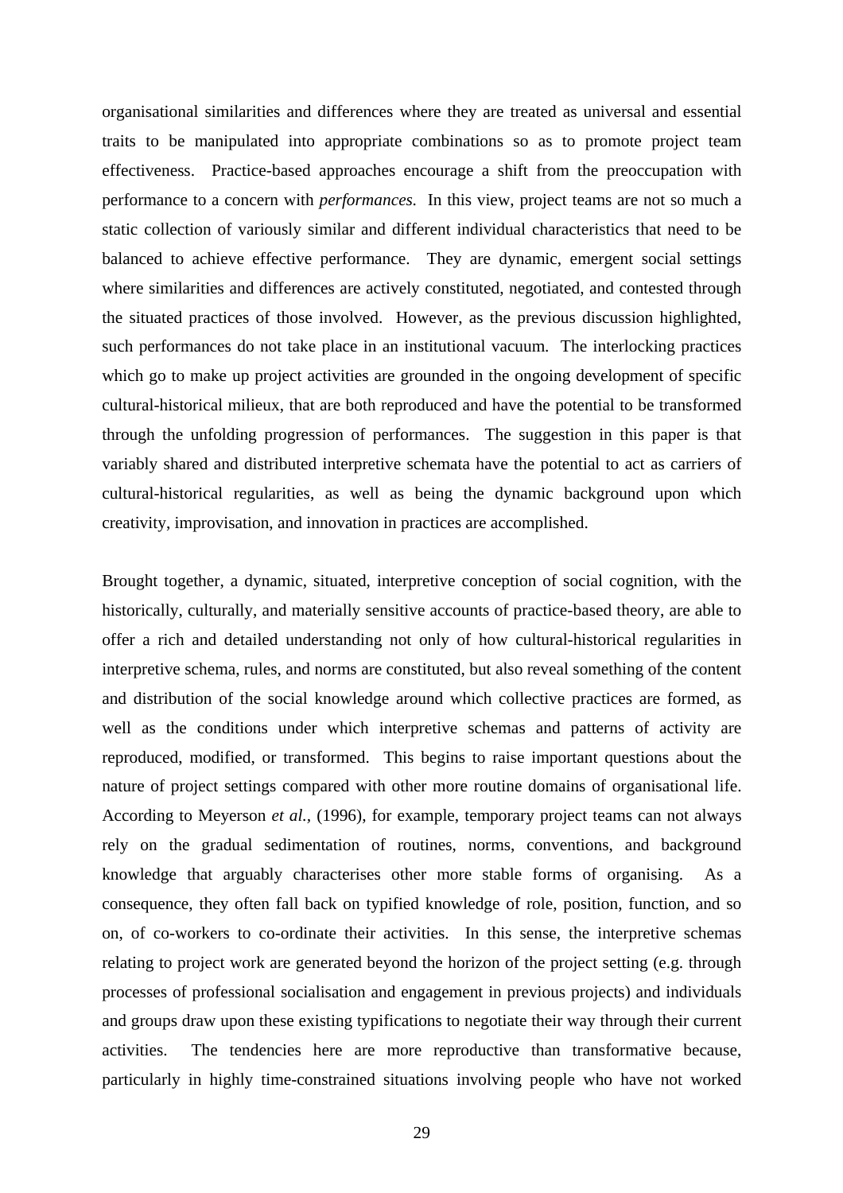organisational similarities and differences where they are treated as universal and essential traits to be manipulated into appropriate combinations so as to promote project team effectiveness. Practice-based approaches encourage a shift from the preoccupation with performance to a concern with *performances*. In this view, project teams are not so much a static collection of variously similar and different individual characteristics that need to be balanced to achieve effective performance. They are dynamic, emergent social settings where similarities and differences are actively constituted, negotiated, and contested through the situated practices of those involved. However, as the previous discussion highlighted, such performances do not take place in an institutional vacuum. The interlocking practices which go to make up project activities are grounded in the ongoing development of specific cultural-historical milieux, that are both reproduced and have the potential to be transformed through the unfolding progression of performances. The suggestion in this paper is that variably shared and distributed interpretive schemata have the potential to act as carriers of cultural-historical regularities, as well as being the dynamic background upon which creativity, improvisation, and innovation in practices are accomplished.

Brought together, a dynamic, situated, interpretive conception of social cognition, with the historically, culturally, and materially sensitive accounts of practice-based theory, are able to offer a rich and detailed understanding not only of how cultural-historical regularities in interpretive schema, rules, and norms are constituted, but also reveal something of the content and distribution of the social knowledge around which collective practices are formed, as well as the conditions under which interpretive schemas and patterns of activity are reproduced, modified, or transformed. This begins to raise important questions about the nature of project settings compared with other more routine domains of organisational life. According to Meyerson *et al.,* (1996), for example, temporary project teams can not always rely on the gradual sedimentation of routines, norms, conventions, and background knowledge that arguably characterises other more stable forms of organising. As a consequence, they often fall back on typified knowledge of role, position, function, and so on, of co-workers to co-ordinate their activities. In this sense, the interpretive schemas relating to project work are generated beyond the horizon of the project setting (e.g. through processes of professional socialisation and engagement in previous projects) and individuals and groups draw upon these existing typifications to negotiate their way through their current activities. The tendencies here are more reproductive than transformative because, particularly in highly time-constrained situations involving people who have not worked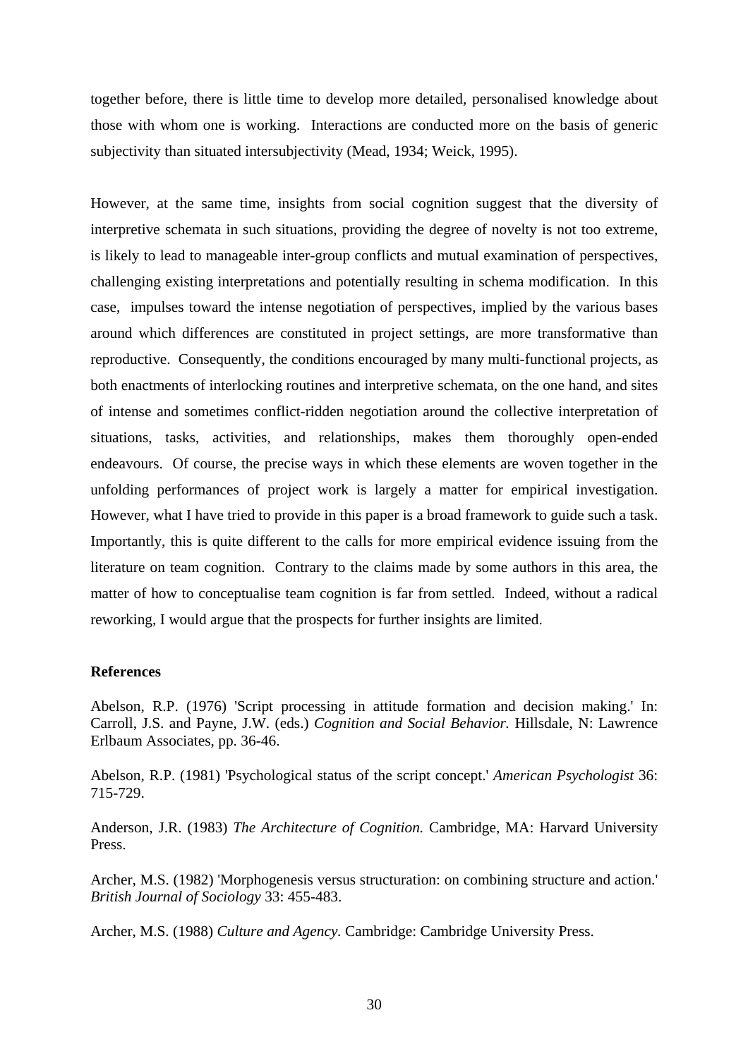together before, there is little time to develop more detailed, personalised knowledge about those with whom one is working. Interactions are conducted more on the basis of generic subjectivity than situated intersubjectivity (Mead, 1934; Weick, 1995).

However, at the same time, insights from social cognition suggest that the diversity of interpretive schemata in such situations, providing the degree of novelty is not too extreme, is likely to lead to manageable inter-group conflicts and mutual examination of perspectives, challenging existing interpretations and potentially resulting in schema modification. In this case, impulses toward the intense negotiation of perspectives, implied by the various bases around which differences are constituted in project settings, are more transformative than reproductive. Consequently, the conditions encouraged by many multi-functional projects, as both enactments of interlocking routines and interpretive schemata, on the one hand, and sites of intense and sometimes conflict-ridden negotiation around the collective interpretation of situations, tasks, activities, and relationships, makes them thoroughly open-ended endeavours. Of course, the precise ways in which these elements are woven together in the unfolding performances of project work is largely a matter for empirical investigation. However, what I have tried to provide in this paper is a broad framework to guide such a task. Importantly, this is quite different to the calls for more empirical evidence issuing from the literature on team cognition. Contrary to the claims made by some authors in this area, the matter of how to conceptualise team cognition is far from settled. Indeed, without a radical reworking, I would argue that the prospects for further insights are limited.

## References

Abelson, R.P. (1976) 'Script processing in attitude formation and decision making.' In: Carroll, J.S. and Payne, J.W. (eds.) *Cognition and Social Behavior.* Hillsdale, N: Lawrence Erlbaum Associates, pp. 36-46.

Abelson, R.P. (1981) 'Psychological status of the script concept.' *American Psychologist* 36: 715-729.

Anderson, J.R. (1983) *The Architecture of Cognition.* Cambridge, MA: Harvard University Press.

Archer, M.S. (1982) 'Morphogenesis versus structuration: on combining structure and action.' *British Journal of Sociology* 33: 455-483.

Archer, M.S. (1988) *Culture and Agency.* Cambridge: Cambridge University Press.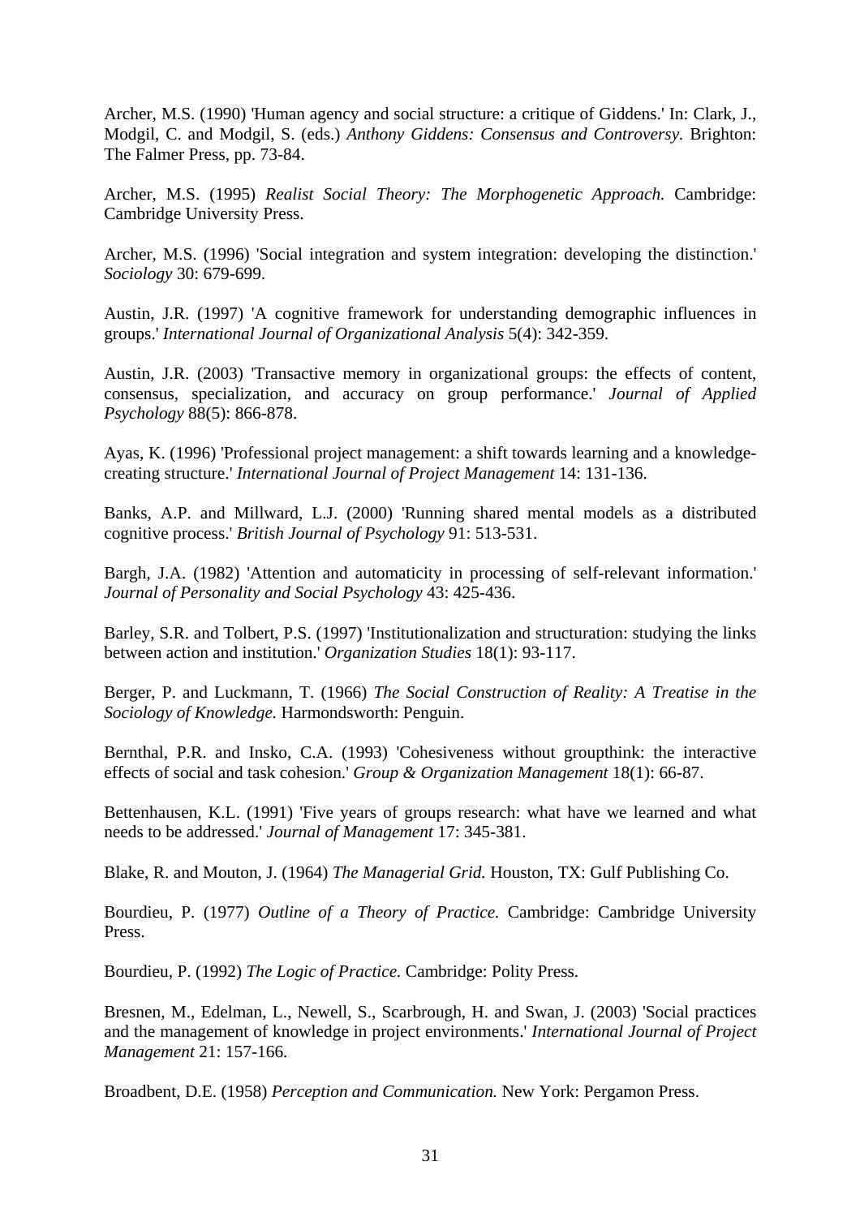Archer, M.S. (1990) 'Human agency and social structure: a critique of Giddens.' In: Clark, J., Modgil, C. and Modgil, S. (eds.) *Anthony Giddens: Consensus and Controversy.* Brighton: The Falmer Press, pp. 73-84.

Archer, M.S. (1995) *Realist Social Theory: The Morphogenetic Approach.* Cambridge: Cambridge University Press.

Archer, M.S. (1996) 'Social integration and system integration: developing the distinction.' *Sociology* 30: 679-699.

Austin, J.R. (1997) 'A cognitive framework for understanding demographic influences in groups.' *International Journal of Organizational Analysis* 5(4): 342-359.

Austin, J.R. (2003) 'Transactive memory in organizational groups: the effects of content, consensus, specialization, and accuracy on group performance.' *Journal of Applied Psychology* 88(5): 866-878.

Ayas, K. (1996) 'Professional project management: a shift towards learning and a knowledge-creating structure.' *International Journal of Project Management* 14: 131-136.

Banks, A.P. and Millward, L.J. (2000) 'Running shared mental models as a distributed cognitive process.' *British Journal of Psychology* 91: 513-531.

Bargh, J.A. (1982) 'Attention and automaticity in processing of self-relevant information.' *Journal of Personality and Social Psychology* 43: 425-436.

Barley, S.R. and Tolbert, P.S. (1997) 'Institutionalization and structuration: studying the links between action and institution.' *Organization Studies* 18(1): 93-117.

Berger, P. and Luckmann, T. (1966) *The Social Construction of Reality: A Treatise in the Sociology of Knowledge.* Harmondsworth: Penguin.

Bernthal, P.R. and Insko, C.A. (1993) 'Cohesiveness without groupthink: the interactive effects of social and task cohesion.' *Group & Organization Management* 18(1): 66-87.

Bettenhausen, K.L. (1991) 'Five years of groups research: what have we learned and what needs to be addressed.' *Journal of Management* 17: 345-381.

Blake, R. and Mouton, J. (1964) *The Managerial Grid.* Houston, TX: Gulf Publishing Co.

Bourdieu, P. (1977) *Outline of a Theory of Practice.* Cambridge: Cambridge University Press.

Bourdieu, P. (1992) *The Logic of Practice.* Cambridge: Polity Press.

Bresnen, M., Edelman, L., Newell, S., Scarbrough, H. and Swan, J. (2003) 'Social practices and the management of knowledge in project environments.' *International Journal of Project Management* 21: 157-166.

Broadbent, D.E. (1958) *Perception and Communication.* New York: Pergamon Press.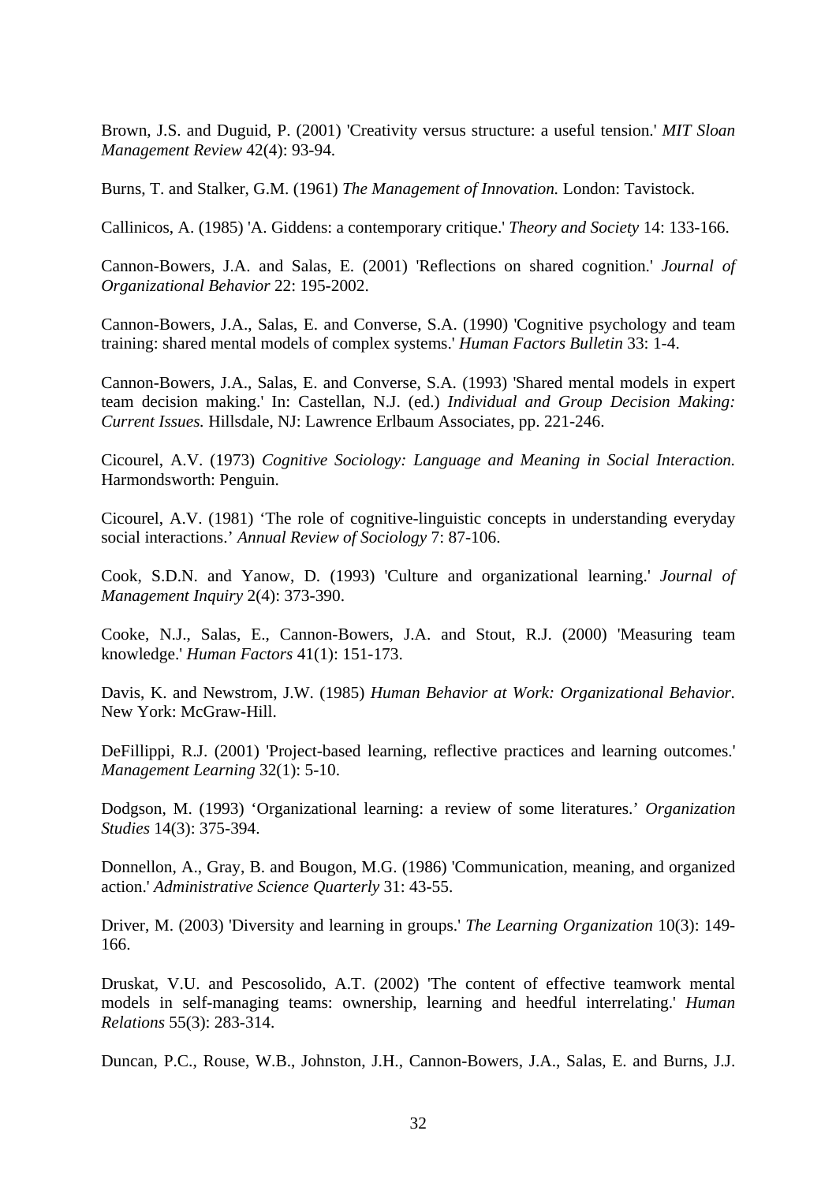Brown, J.S. and Duguid, P. (2001) 'Creativity versus structure: a useful tension.' *MIT Sloan Management Review* 42(4): 93-94.

Burns, T. and Stalker, G.M. (1961) *The Management of Innovation.* London: Tavistock.

Callinicos, A. (1985) 'A. Giddens: a contemporary critique.' *Theory and Society* 14: 133-166.

Cannon-Bowers, J.A. and Salas, E. (2001) 'Reflections on shared cognition.' *Journal of Organizational Behavior* 22: 195-2002.

Cannon-Bowers, J.A., Salas, E. and Converse, S.A. (1990) 'Cognitive psychology and team training: shared mental models of complex systems.' *Human Factors Bulletin* 33: 1-4.

Cannon-Bowers, J.A., Salas, E. and Converse, S.A. (1993) 'Shared mental models in expert team decision making.' In: Castellan, N.J. (ed.) *Individual and Group Decision Making: Current Issues.* Hillsdale, NJ: Lawrence Erlbaum Associates, pp. 221-246.

Cicourel, A.V. (1973) *Cognitive Sociology: Language and Meaning in Social Interaction.* Harmondsworth: Penguin.

Cicourel, A.V. (1981) 'The role of cognitive-linguistic concepts in understanding everyday social interactions.' *Annual Review of Sociology* 7: 87-106.

Cook, S.D.N. and Yanow, D. (1993) 'Culture and organizational learning.' *Journal of Management Inquiry* 2(4): 373-390.

Cooke, N.J., Salas, E., Cannon-Bowers, J.A. and Stout, R.J. (2000) 'Measuring team knowledge.' *Human Factors* 41(1): 151-173.

Davis, K. and Newstrom, J.W. (1985) *Human Behavior at Work: Organizational Behavior.* New York: McGraw-Hill.

DeFillippi, R.J. (2001) 'Project-based learning, reflective practices and learning outcomes.' *Management Learning* 32(1): 5-10.

Dodgson, M. (1993) 'Organizational learning: a review of some literatures.' *Organization Studies* 14(3): 375-394.

Donnellon, A., Gray, B. and Bougon, M.G. (1986) 'Communication, meaning, and organized action.' *Administrative Science Quarterly* 31: 43-55.

Driver, M. (2003) 'Diversity and learning in groups.' *The Learning Organization* 10(3): 149-166.

Druskat, V.U. and Pescosolido, A.T. (2002) 'The content of effective teamwork mental models in self-managing teams: ownership, learning and heedful interrelating.' *Human Relations* 55(3): 283-314.

Duncan, P.C., Rouse, W.B., Johnston, J.H., Cannon-Bowers, J.A., Salas, E. and Burns, J.J.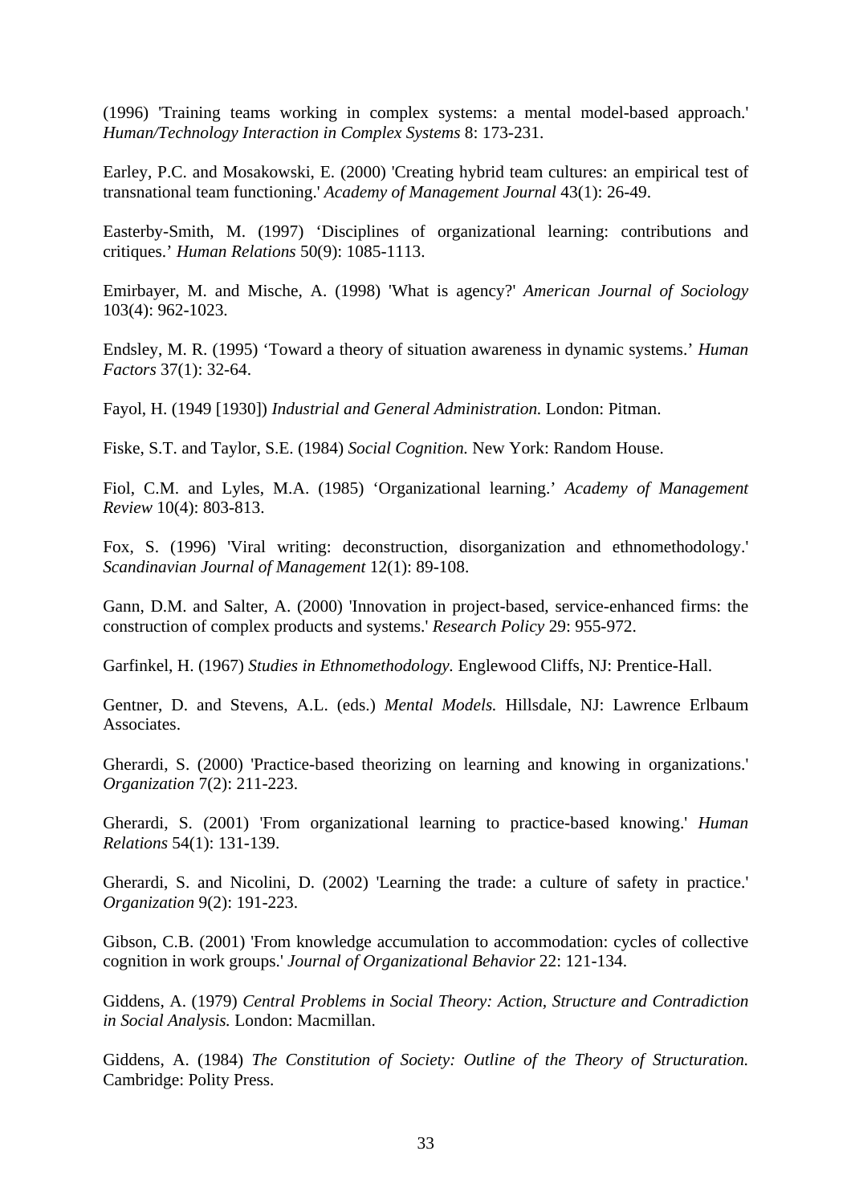(1996) 'Training teams working in complex systems: a mental model-based approach.' *Human/Technology Interaction in Complex Systems* 8: 173-231.

Earley, P.C. and Mosakowski, E. (2000) 'Creating hybrid team cultures: an empirical test of transnational team functioning.' *Academy of Management Journal* 43(1): 26-49.

Easterby-Smith, M. (1997) 'Disciplines of organizational learning: contributions and critiques.' *Human Relations* 50(9): 1085-1113.

Emirbayer, M. and Mische, A. (1998) 'What is agency?' *American Journal of Sociology* 103(4): 962-1023.

Endsley, M. R. (1995) 'Toward a theory of situation awareness in dynamic systems.' *Human Factors* 37(1): 32-64.

Fayol, H. (1949 [1930]) *Industrial and General Administration.* London: Pitman.

Fiske, S.T. and Taylor, S.E. (1984) *Social Cognition.* New York: Random House.

Fiol, C.M. and Lyles, M.A. (1985) 'Organizational learning.' *Academy of Management Review* 10(4): 803-813.

Fox, S. (1996) 'Viral writing: deconstruction, disorganization and ethnomethodology.' *Scandinavian Journal of Management* 12(1): 89-108.

Gann, D.M. and Salter, A. (2000) 'Innovation in project-based, service-enhanced firms: the construction of complex products and systems.' *Research Policy* 29: 955-972.

Garfinkel, H. (1967) *Studies in Ethnomethodology.* Englewood Cliffs, NJ: Prentice-Hall.

Gentner, D. and Stevens, A.L. (eds.) *Mental Models.* Hillsdale, NJ: Lawrence Erlbaum Associates.

Gherardi, S. (2000) 'Practice-based theorizing on learning and knowing in organizations.' *Organization* 7(2): 211-223.

Gherardi, S. (2001) 'From organizational learning to practice-based knowing.' *Human Relations* 54(1): 131-139.

Gherardi, S. and Nicolini, D. (2002) 'Learning the trade: a culture of safety in practice.' *Organization* 9(2): 191-223.

Gibson, C.B. (2001) 'From knowledge accumulation to accommodation: cycles of collective cognition in work groups.' *Journal of Organizational Behavior* 22: 121-134.

Giddens, A. (1979) *Central Problems in Social Theory: Action, Structure and Contradiction in Social Analysis.* London: Macmillan.

Giddens, A. (1984) *The Constitution of Society: Outline of the Theory of Structuration.* Cambridge: Polity Press.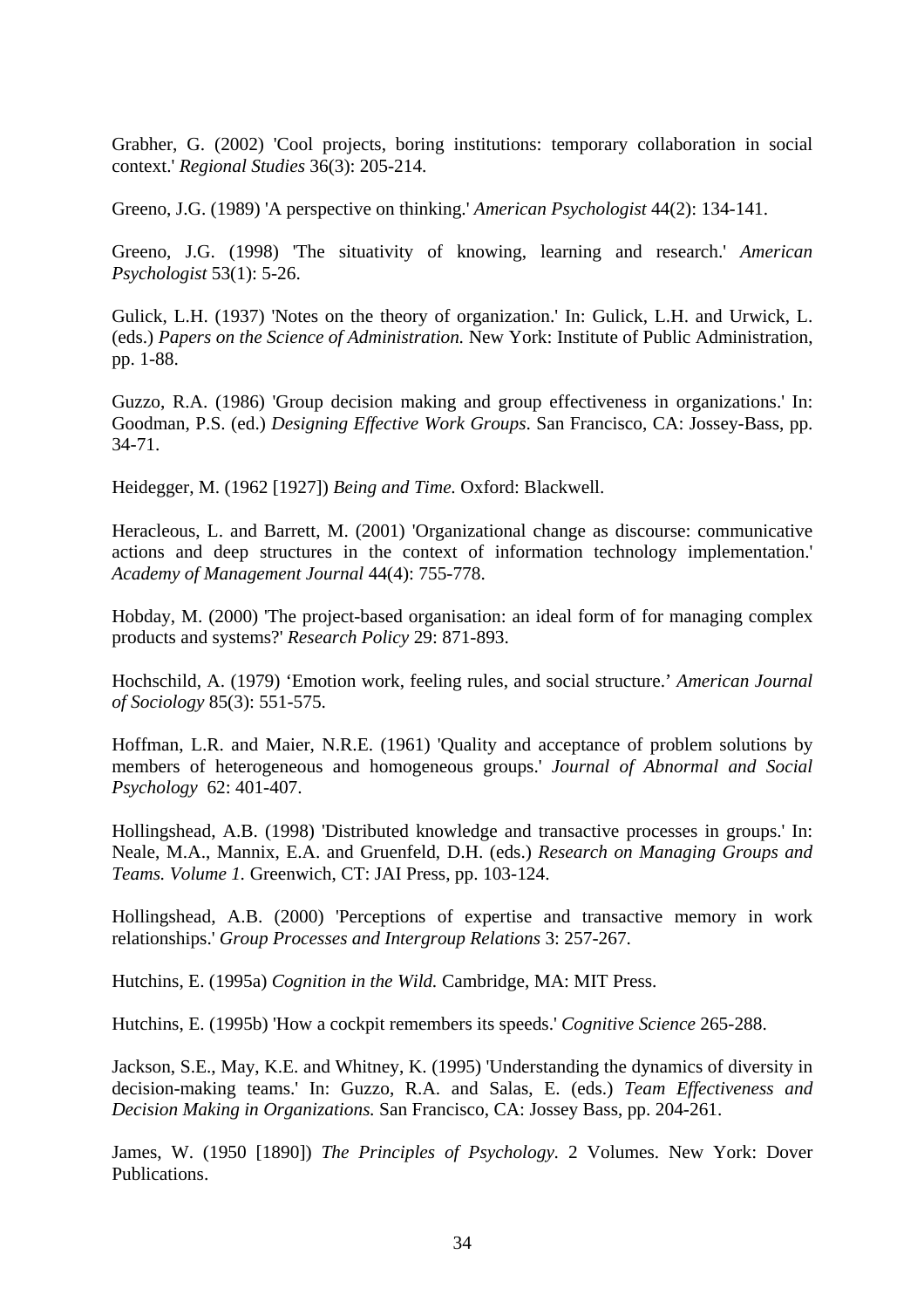Grabher, G. (2002) 'Cool projects, boring institutions: temporary collaboration in social context.' *Regional Studies* 36(3): 205-214.

Greeno, J.G. (1989) 'A perspective on thinking.' *American Psychologist* 44(2): 134-141.

Greeno, J.G. (1998) 'The situativity of knowing, learning and research.' *American Psychologist* 53(1): 5-26.

Gulick, L.H. (1937) 'Notes on the theory of organization.' In: Gulick, L.H. and Urwick, L. (eds.) *Papers on the Science of Administration.* New York: Institute of Public Administration, pp. 1-88.

Guzzo, R.A. (1986) 'Group decision making and group effectiveness in organizations.' In: Goodman, P.S. (ed.) *Designing Effective Work Groups*. San Francisco, CA: Jossey-Bass, pp. 34-71.

Heidegger, M. (1962 [1927]) *Being and Time.* Oxford: Blackwell.

Heracleous, L. and Barrett, M. (2001) 'Organizational change as discourse: communicative actions and deep structures in the context of information technology implementation.' *Academy of Management Journal* 44(4): 755-778.

Hobday, M. (2000) 'The project-based organisation: an ideal form of for managing complex products and systems?' *Research Policy* 29: 871-893.

Hochschild, A. (1979) 'Emotion work, feeling rules, and social structure.' *American Journal of Sociology* 85(3): 551-575.

Hoffman, L.R. and Maier, N.R.E. (1961) 'Quality and acceptance of problem solutions by members of heterogeneous and homogeneous groups.' *Journal of Abnormal and Social Psychology* 62: 401-407.

Hollingshead, A.B. (1998) 'Distributed knowledge and transactive processes in groups.' In: Neale, M.A., Mannix, E.A. and Gruenfeld, D.H. (eds.) *Research on Managing Groups and Teams. Volume 1.* Greenwich, CT: JAI Press, pp. 103-124.

Hollingshead, A.B. (2000) 'Perceptions of expertise and transactive memory in work relationships.' *Group Processes and Intergroup Relations* 3: 257-267.

Hutchins, E. (1995a) *Cognition in the Wild.* Cambridge, MA: MIT Press.

Hutchins, E. (1995b) 'How a cockpit remembers its speeds.' *Cognitive Science* 265-288.

Jackson, S.E., May, K.E. and Whitney, K. (1995) 'Understanding the dynamics of diversity in decision-making teams.' In: Guzzo, R.A. and Salas, E. (eds.) *Team Effectiveness and Decision Making in Organizations.* San Francisco, CA: Jossey Bass, pp. 204-261.

James, W. (1950 [1890]) *The Principles of Psychology.* 2 Volumes. New York: Dover Publications.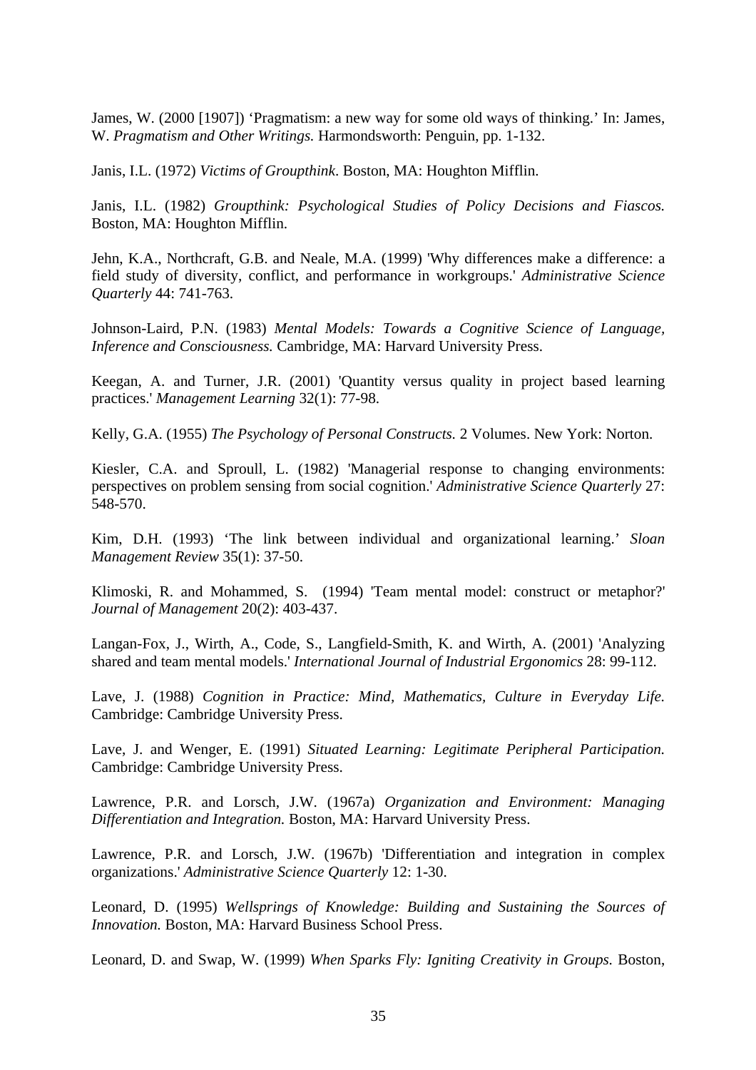James, W. (2000 [1907]) ‘Pragmatism: a new way for some old ways of thinking.’ In: James, W. *Pragmatism and Other Writings.* Harmondsworth: Penguin, pp. 1-132.

Janis, I.L. (1972) *Victims of Groupthink*. Boston, MA: Houghton Mifflin.

Janis, I.L. (1982) *Groupthink: Psychological Studies of Policy Decisions and Fiascos.* Boston, MA: Houghton Mifflin.

Jehn, K.A., Northcraft, G.B. and Neale, M.A. (1999) 'Why differences make a difference: a field study of diversity, conflict, and performance in workgroups.' *Administrative Science Quarterly* 44: 741-763.

Johnson-Laird, P.N. (1983) *Mental Models: Towards a Cognitive Science of Language, Inference and Consciousness.* Cambridge, MA: Harvard University Press.

Keegan, A. and Turner, J.R. (2001) 'Quantity versus quality in project based learning practices.' *Management Learning* 32(1): 77-98.

Kelly, G.A. (1955) *The Psychology of Personal Constructs.* 2 Volumes. New York: Norton.

Kiesler, C.A. and Sproull, L. (1982) 'Managerial response to changing environments: perspectives on problem sensing from social cognition.' *Administrative Science Quarterly* 27: 548-570.

Kim, D.H. (1993) ‘The link between individual and organizational learning.’ *Sloan Management Review* 35(1): 37-50.

Klimoski, R. and Mohammed, S. (1994) 'Team mental model: construct or metaphor?' *Journal of Management* 20(2): 403-437.

Langan-Fox, J., Wirth, A., Code, S., Langfield-Smith, K. and Wirth, A. (2001) 'Analyzing shared and team mental models.' *International Journal of Industrial Ergonomics* 28: 99-112.

Lave, J. (1988) *Cognition in Practice: Mind, Mathematics, Culture in Everyday Life.* Cambridge: Cambridge University Press.

Lave, J. and Wenger, E. (1991) *Situated Learning: Legitimate Peripheral Participation.* Cambridge: Cambridge University Press.

Lawrence, P.R. and Lorsch, J.W. (1967a) *Organization and Environment: Managing Differentiation and Integration.* Boston, MA: Harvard University Press.

Lawrence, P.R. and Lorsch, J.W. (1967b) 'Differentiation and integration in complex organizations.' *Administrative Science Quarterly* 12: 1-30.

Leonard, D. (1995) *Wellsprings of Knowledge: Building and Sustaining the Sources of Innovation.* Boston, MA: Harvard Business School Press.

Leonard, D. and Swap, W. (1999) *When Sparks Fly: Igniting Creativity in Groups.* Boston,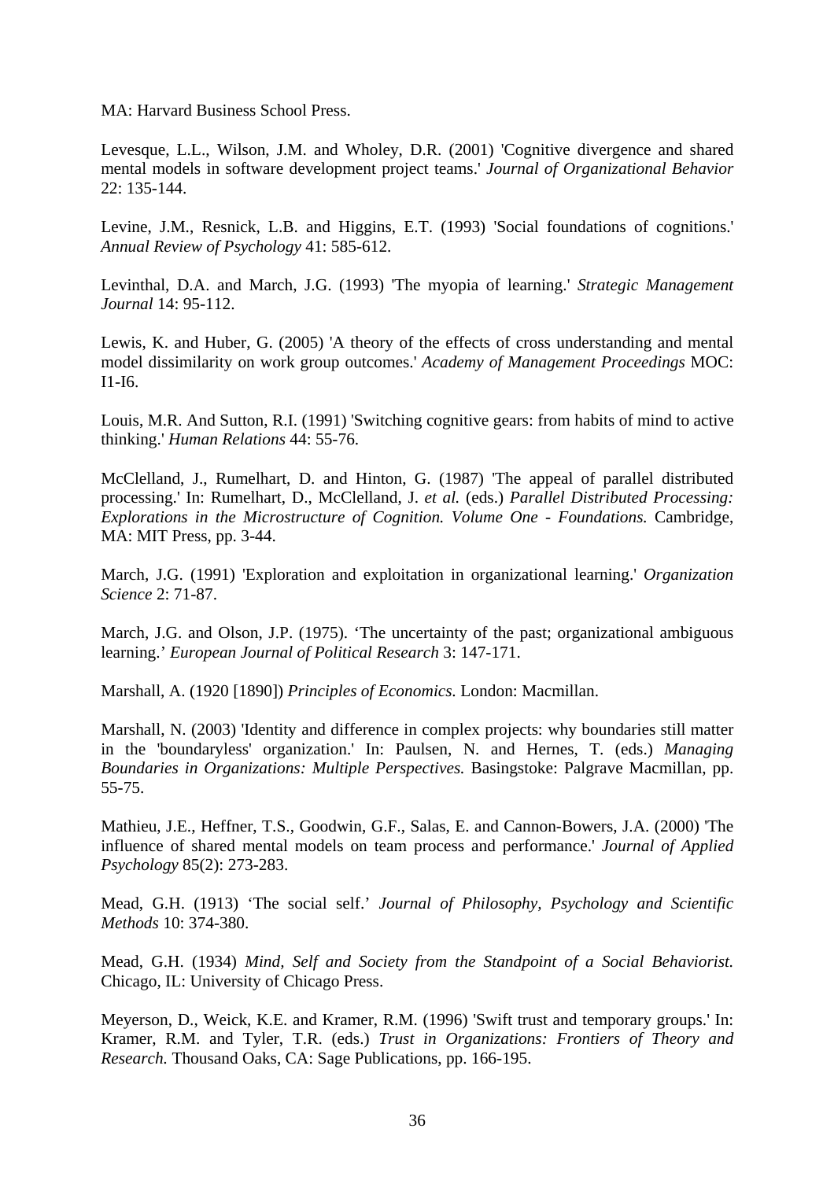MA: Harvard Business School Press.

Levesque, L.L., Wilson, J.M. and Wholey, D.R. (2001) 'Cognitive divergence and shared mental models in software development project teams.' *Journal of Organizational Behavior* 22: 135-144.

Levine, J.M., Resnick, L.B. and Higgins, E.T. (1993) 'Social foundations of cognitions.' *Annual Review of Psychology* 41: 585-612.

Levinthal, D.A. and March, J.G. (1993) 'The myopia of learning.' *Strategic Management Journal* 14: 95-112.

Lewis, K. and Huber, G. (2005) 'A theory of the effects of cross understanding and mental model dissimilarity on work group outcomes.' *Academy of Management Proceedings* MOC: I1-I6.

Louis, M.R. And Sutton, R.I. (1991) 'Switching cognitive gears: from habits of mind to active thinking.' *Human Relations* 44: 55-76.

McClelland, J., Rumelhart, D. and Hinton, G. (1987) 'The appeal of parallel distributed processing.' In: Rumelhart, D., McClelland, J. *et al.* (eds.) *Parallel Distributed Processing: Explorations in the Microstructure of Cognition. Volume One - Foundations.* Cambridge, MA: MIT Press, pp. 3-44.

March, J.G. (1991) 'Exploration and exploitation in organizational learning.' *Organization Science* 2: 71-87.

March, J.G. and Olson, J.P. (1975). 'The uncertainty of the past; organizational ambiguous learning.' *European Journal of Political Research* 3: 147-171.

Marshall, A. (1920 [1890]) *Principles of Economics.* London: Macmillan.

Marshall, N. (2003) 'Identity and difference in complex projects: why boundaries still matter in the 'boundaryless' organization.' In: Paulsen, N. and Hernes, T. (eds.) *Managing Boundaries in Organizations: Multiple Perspectives.* Basingstoke: Palgrave Macmillan, pp. 55-75.

Mathieu, J.E., Heffner, T.S., Goodwin, G.F., Salas, E. and Cannon-Bowers, J.A. (2000) 'The influence of shared mental models on team process and performance.' *Journal of Applied Psychology* 85(2): 273-283.

Mead, G.H. (1913) 'The social self.' *Journal of Philosophy, Psychology and Scientific Methods* 10: 374-380.

Mead, G.H. (1934) *Mind, Self and Society from the Standpoint of a Social Behaviorist.* Chicago, IL: University of Chicago Press.

Meyerson, D., Weick, K.E. and Kramer, R.M. (1996) 'Swift trust and temporary groups.' In: Kramer, R.M. and Tyler, T.R. (eds.) *Trust in Organizations: Frontiers of Theory and Research.* Thousand Oaks, CA: Sage Publications, pp. 166-195.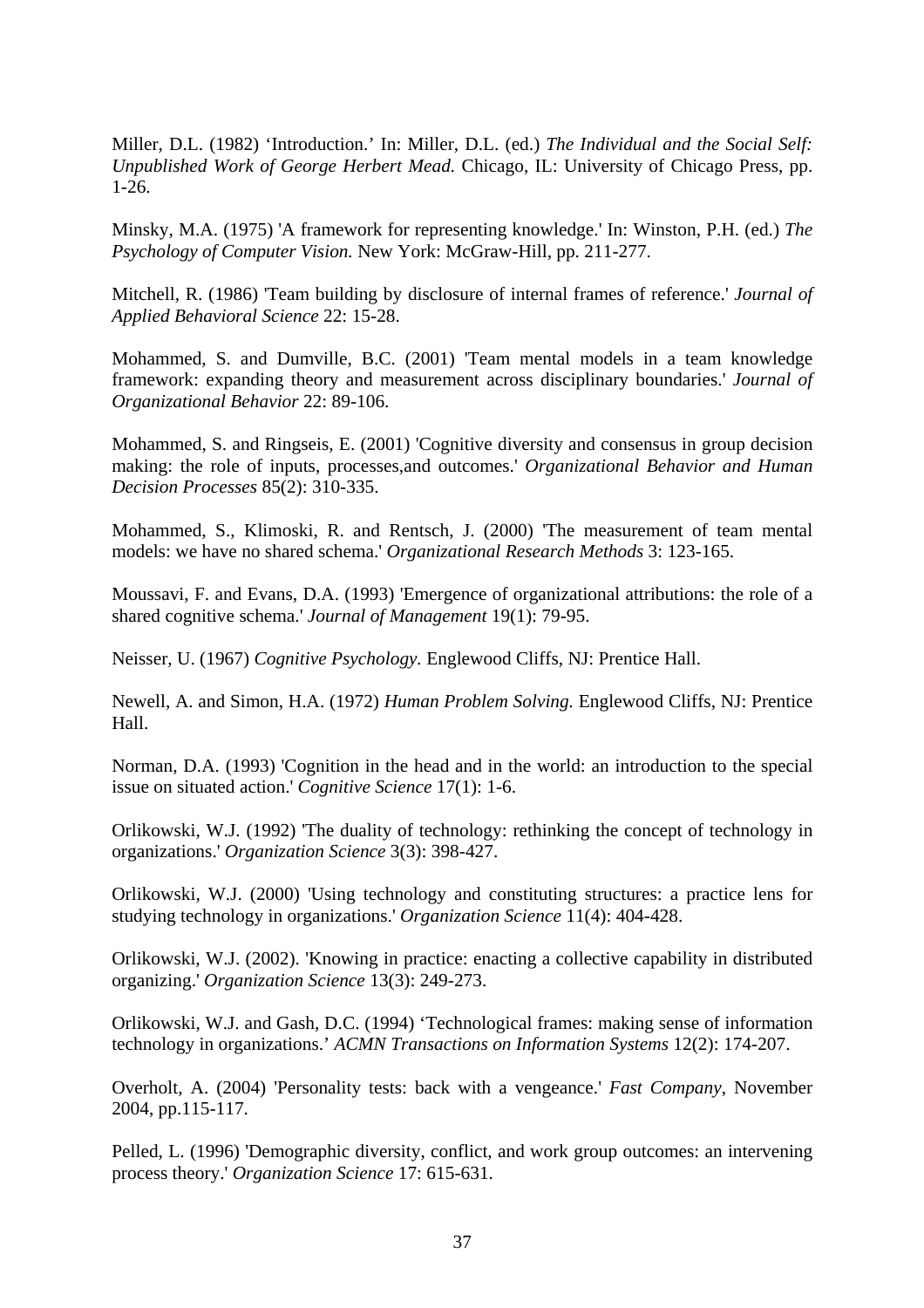Miller, D.L. (1982) ‘Introduction.’ In: Miller, D.L. (ed.) *The Individual and the Social Self: Unpublished Work of George Herbert Mead.* Chicago, IL: University of Chicago Press, pp. 1-26.

Minsky, M.A. (1975) 'A framework for representing knowledge.' In: Winston, P.H. (ed.) *The Psychology of Computer Vision.* New York: McGraw-Hill, pp. 211-277.

Mitchell, R. (1986) 'Team building by disclosure of internal frames of reference.' *Journal of Applied Behavioral Science* 22: 15-28.

Mohammed, S. and Dumville, B.C. (2001) 'Team mental models in a team knowledge framework: expanding theory and measurement across disciplinary boundaries.' *Journal of Organizational Behavior* 22: 89-106.

Mohammed, S. and Ringseis, E. (2001) 'Cognitive diversity and consensus in group decision making: the role of inputs, processes,and outcomes.' *Organizational Behavior and Human Decision Processes* 85(2): 310-335.

Mohammed, S., Klimoski, R. and Rentsch, J. (2000) 'The measurement of team mental models: we have no shared schema.' *Organizational Research Methods* 3: 123-165.

Moussavi, F. and Evans, D.A. (1993) 'Emergence of organizational attributions: the role of a shared cognitive schema.' *Journal of Management* 19(1): 79-95.

Neisser, U. (1967) *Cognitive Psychology.* Englewood Cliffs, NJ: Prentice Hall.

Newell, A. and Simon, H.A. (1972) *Human Problem Solving.* Englewood Cliffs, NJ: Prentice Hall.

Norman, D.A. (1993) 'Cognition in the head and in the world: an introduction to the special issue on situated action.' *Cognitive Science* 17(1): 1-6.

Orlikowski, W.J. (1992) 'The duality of technology: rethinking the concept of technology in organizations.' *Organization Science* 3(3): 398-427.

Orlikowski, W.J. (2000) 'Using technology and constituting structures: a practice lens for studying technology in organizations.' *Organization Science* 11(4): 404-428.

Orlikowski, W.J. (2002). 'Knowing in practice: enacting a collective capability in distributed organizing.' *Organization Science* 13(3): 249-273.

Orlikowski, W.J. and Gash, D.C. (1994) ‘Technological frames: making sense of information technology in organizations.’ *ACMN Transactions on Information Systems* 12(2): 174-207.

Overholt, A. (2004) 'Personality tests: back with a vengeance.' *Fast Company*, November 2004, pp.115-117.

Pelled, L. (1996) 'Demographic diversity, conflict, and work group outcomes: an intervening process theory.' *Organization Science* 17: 615-631.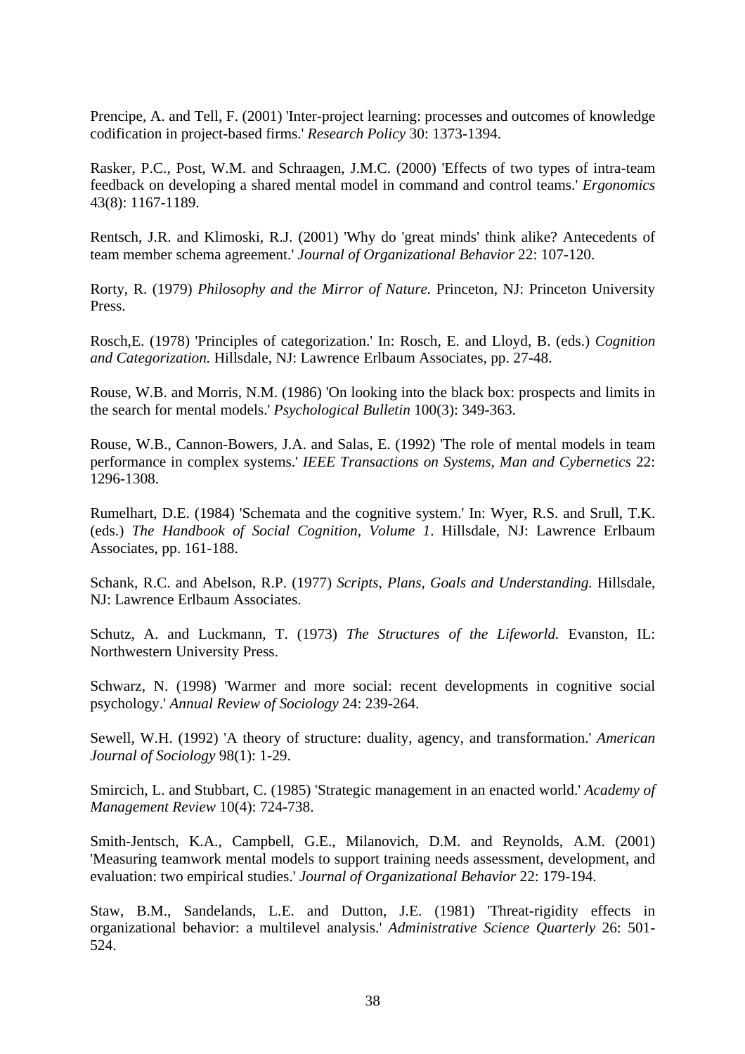Prencipe, A. and Tell, F. (2001) 'Inter-project learning: processes and outcomes of knowledge codification in project-based firms.' *Research Policy* 30: 1373-1394.

Rasker, P.C., Post, W.M. and Schraagen, J.M.C. (2000) 'Effects of two types of intra-team feedback on developing a shared mental model in command and control teams.' *Ergonomics* 43(8): 1167-1189.

Rentsch, J.R. and Klimoski, R.J. (2001) 'Why do 'great minds' think alike? Antecedents of team member schema agreement.' *Journal of Organizational Behavior* 22: 107-120.

Rorty, R. (1979) *Philosophy and the Mirror of Nature.* Princeton, NJ: Princeton University Press.

Rosch,E. (1978) 'Principles of categorization.' In: Rosch, E. and Lloyd, B. (eds.) *Cognition and Categorization.* Hillsdale, NJ: Lawrence Erlbaum Associates, pp. 27-48.

Rouse, W.B. and Morris, N.M. (1986) 'On looking into the black box: prospects and limits in the search for mental models.' *Psychological Bulletin* 100(3): 349-363.

Rouse, W.B., Cannon-Bowers, J.A. and Salas, E. (1992) 'The role of mental models in team performance in complex systems.' *IEEE Transactions on Systems, Man and Cybernetics* 22: 1296-1308.

Rumelhart, D.E. (1984) 'Schemata and the cognitive system.' In: Wyer, R.S. and Srull, T.K. (eds.) *The Handbook of Social Cognition, Volume 1*. Hillsdale, NJ: Lawrence Erlbaum Associates, pp. 161-188.

Schank, R.C. and Abelson, R.P. (1977) *Scripts, Plans, Goals and Understanding.* Hillsdale, NJ: Lawrence Erlbaum Associates.

Schutz, A. and Luckmann, T. (1973) *The Structures of the Lifeworld.* Evanston, IL: Northwestern University Press.

Schwarz, N. (1998) 'Warmer and more social: recent developments in cognitive social psychology.' *Annual Review of Sociology* 24: 239-264.

Sewell, W.H. (1992) 'A theory of structure: duality, agency, and transformation.' *American Journal of Sociology* 98(1): 1-29.

Smircich, L. and Stubbart, C. (1985) 'Strategic management in an enacted world.' *Academy of Management Review* 10(4): 724-738.

Smith-Jentsch, K.A., Campbell, G.E., Milanovich, D.M. and Reynolds, A.M. (2001) 'Measuring teamwork mental models to support training needs assessment, development, and evaluation: two empirical studies.' *Journal of Organizational Behavior* 22: 179-194.

Staw, B.M., Sandelands, L.E. and Dutton, J.E. (1981) 'Threat-rigidity effects in organizational behavior: a multilevel analysis.' *Administrative Science Quarterly* 26: 501-524.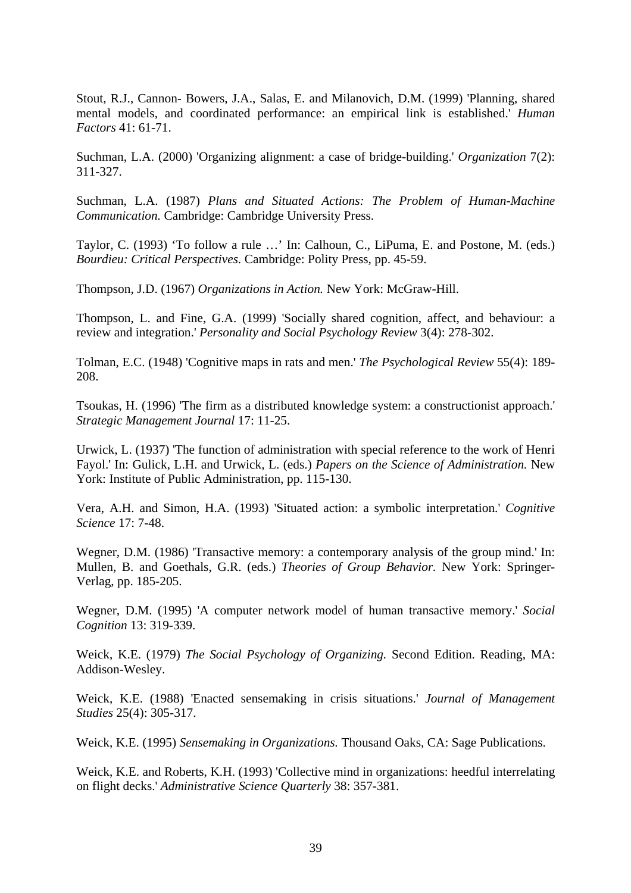Stout, R.J., Cannon- Bowers, J.A., Salas, E. and Milanovich, D.M. (1999) 'Planning, shared mental models, and coordinated performance: an empirical link is established.' *Human Factors* 41: 61-71.

Suchman, L.A. (2000) 'Organizing alignment: a case of bridge-building.' *Organization* 7(2): 311-327.

Suchman, L.A. (1987) *Plans and Situated Actions: The Problem of Human-Machine Communication.* Cambridge: Cambridge University Press.

Taylor, C. (1993) 'To follow a rule …' In: Calhoun, C., LiPuma, E. and Postone, M. (eds.) *Bourdieu: Critical Perspectives.* Cambridge: Polity Press, pp. 45-59.

Thompson, J.D. (1967) *Organizations in Action.* New York: McGraw-Hill.

Thompson, L. and Fine, G.A. (1999) 'Socially shared cognition, affect, and behaviour: a review and integration.' *Personality and Social Psychology Review* 3(4): 278-302.

Tolman, E.C. (1948) 'Cognitive maps in rats and men.' *The Psychological Review* 55(4): 189-208.

Tsoukas, H. (1996) 'The firm as a distributed knowledge system: a constructionist approach.' *Strategic Management Journal* 17: 11-25.

Urwick, L. (1937) 'The function of administration with special reference to the work of Henri Fayol.' In: Gulick, L.H. and Urwick, L. (eds.) *Papers on the Science of Administration.* New York: Institute of Public Administration, pp. 115-130.

Vera, A.H. and Simon, H.A. (1993) 'Situated action: a symbolic interpretation.' *Cognitive Science* 17: 7-48.

Wegner, D.M. (1986) 'Transactive memory: a contemporary analysis of the group mind.' In: Mullen, B. and Goethals, G.R. (eds.) *Theories of Group Behavior.* New York: Springer-Verlag, pp. 185-205.

Wegner, D.M. (1995) 'A computer network model of human transactive memory.' *Social Cognition* 13: 319-339.

Weick, K.E. (1979) *The Social Psychology of Organizing.* Second Edition. Reading, MA: Addison-Wesley.

Weick, K.E. (1988) 'Enacted sensemaking in crisis situations.' *Journal of Management Studies* 25(4): 305-317.

Weick, K.E. (1995) *Sensemaking in Organizations.* Thousand Oaks, CA: Sage Publications.

Weick, K.E. and Roberts, K.H. (1993) 'Collective mind in organizations: heedful interrelating on flight decks.' *Administrative Science Quarterly* 38: 357-381.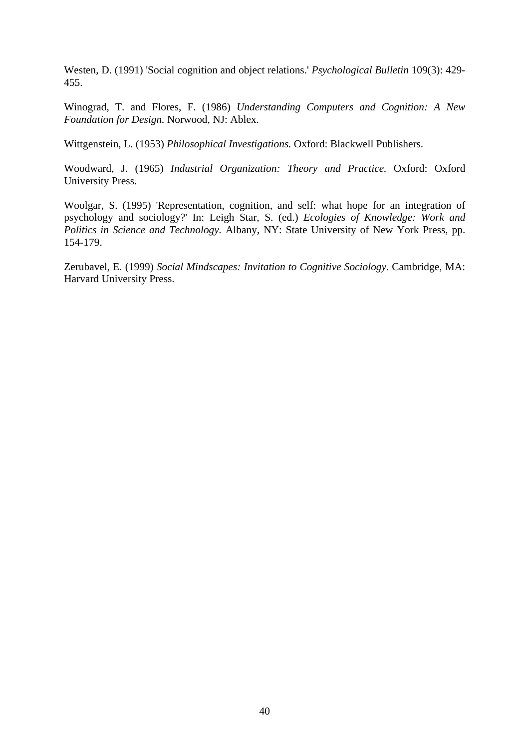Westen, D. (1991) 'Social cognition and object relations.' *Psychological Bulletin* 109(3): 429-455.

Winograd, T. and Flores, F. (1986) *Understanding Computers and Cognition: A New Foundation for Design.* Norwood, NJ: Ablex.

Wittgenstein, L. (1953) *Philosophical Investigations.* Oxford: Blackwell Publishers.

Woodward, J. (1965) *Industrial Organization: Theory and Practice.* Oxford: Oxford University Press.

Woolgar, S. (1995) 'Representation, cognition, and self: what hope for an integration of psychology and sociology?' In: Leigh Star, S. (ed.) *Ecologies of Knowledge: Work and Politics in Science and Technology*. Albany, NY: State University of New York Press, pp. 154-179.

Zerubavel, E. (1999) *Social Mindscapes: Invitation to Cognitive Sociology*. Cambridge, MA: Harvard University Press.